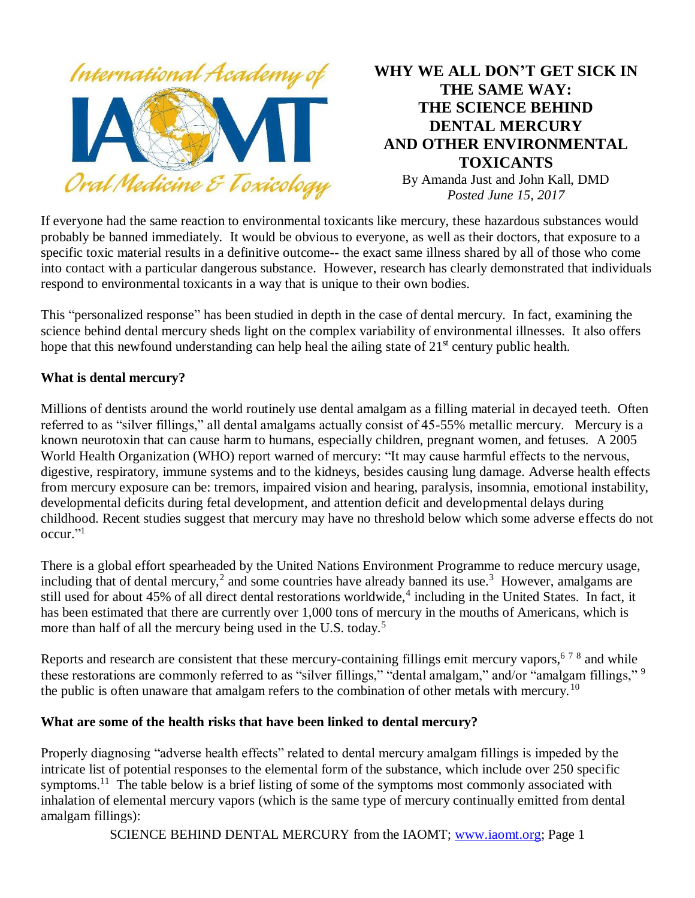# WHY WE ALL DON'T GET SICK IN THE SAME WAY: THE SCIENCE BEHIND DENTAL MERCURY AND OTHER ENVIRONMENTAL TOXICANTS

By Amanda Just and John Kall, DMD

*Posted June 15, 2017*

If everyone had the same reaction to environmental toxicants like mercury, these hazardous substances would probably be banned immediately. It would be obvious to everyone, as well as their doctors, that exposure to a specific toxic material results in a definitive outcome-- the exact same illness shared by all of those who come into contact with a particular dangerous substance. However, research has clearly demonstrated that individuals respond to environmental toxicants in a way that is unique to their own bodies.

This "personalized response" has been studied in depth in the case of dental mercury. In fact, examining the science behind dental mercury sheds light on the complex variability of environmental illnesses. It also offers hope that this newfound understanding can help heal the ailing state of 21st century public health.

## What is dental mercury?

Millions of dentists around the world routinely use dental amalgam as a filling material in decayed teeth. Often referred to as "silver fillings," all dental amalgams actually consist of 45-55% metallic mercury. Mercury is a known neurotoxin that can cause harm to humans, especially children, pregnant women, and fetuses. A 2005 World Health Organization (WHO) report warned of mercury: "It may cause harmful effects to the nervous, digestive, respiratory, immune systems and to the kidneys, besides causing lung damage. Adverse health effects from mercury exposure can be: tremors, impaired vision and hearing, paralysis, insomnia, emotional instability, developmental deficits during fetal development, and attention deficit and developmental delays during childhood. Recent studies suggest that mercury may have no threshold below which some adverse effects do not occur."[1]

There is a global effort spearheaded by the United Nations Environment Programme to reduce mercury usage, including that of dental mercury,[2] and some countries have already banned its use.[3] However, amalgams are still used for about 45% of all direct dental restorations worldwide,[4] including in the United States. In fact, it has been estimated that there are currently over 1,000 tons of mercury in the mouths of Americans, which is more than half of all the mercury being used in the U.S. today.[5]

Reports and research are consistent that these mercury-containing fillings emit mercury vapors,[6 7 8] and while these restorations are commonly referred to as "silver fillings," "dental amalgam," and/or "amalgam fillings,"[9] the public is often unaware that amalgam refers to the combination of other metals with mercury.[10]

## What are some of the health risks that have been linked to dental mercury?

Properly diagnosing "adverse health effects" related to dental mercury amalgam fillings is impeded by the intricate list of potential responses to the elemental form of the substance, which include over 250 specific symptoms.[11] The table below is a brief listing of some of the symptoms most commonly associated with inhalation of elemental mercury vapors (which is the same type of mercury continually emitted from dental amalgam fillings):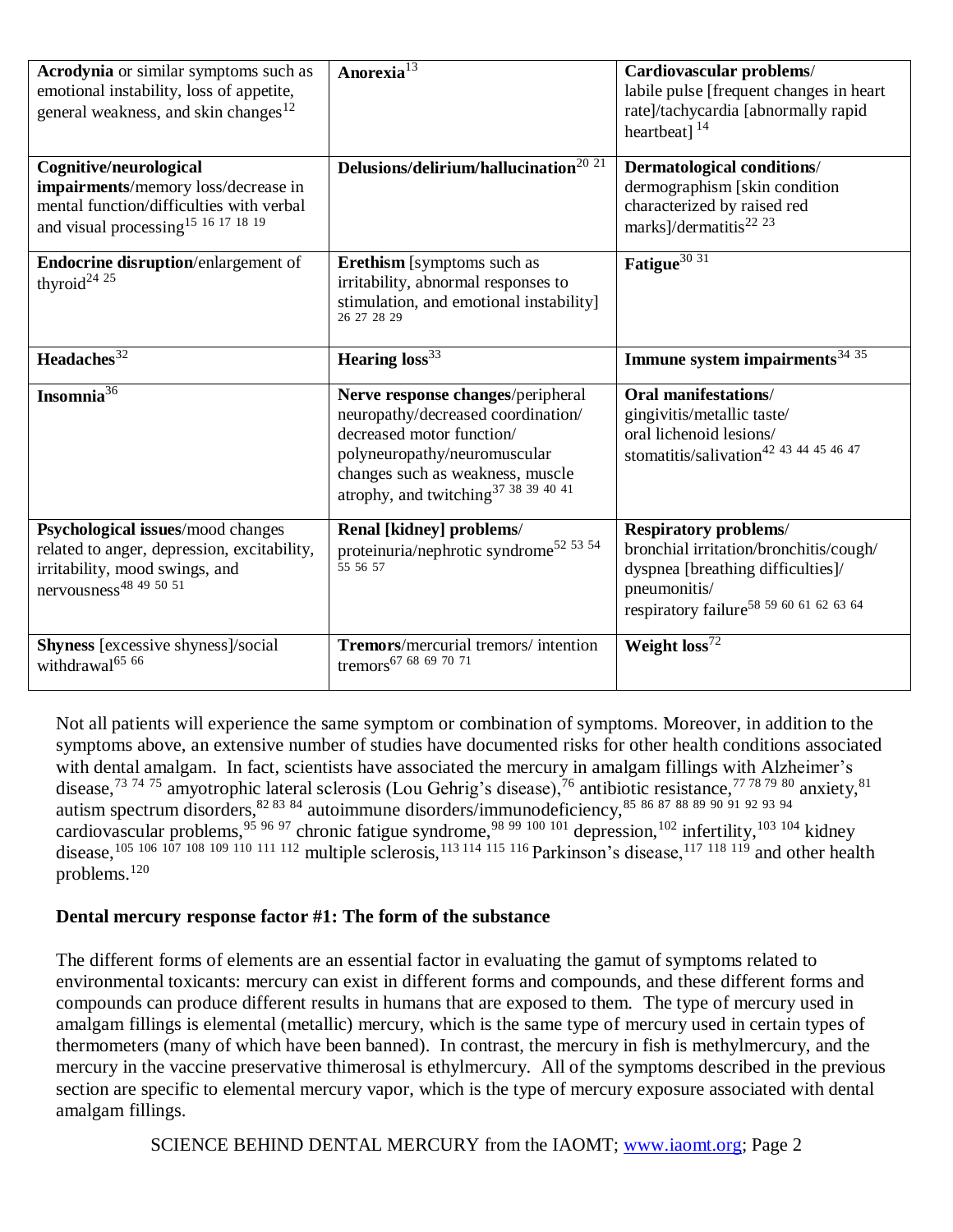| | | |
|---|---|---|
| **Acrodynia** or similar symptoms such as emotional instability, loss of appetite, general weakness, and skin changes[12] | **Anorexia**[13] | **Cardiovascular problems**/ labile pulse [frequent changes in heart rate]/tachycardia [abnormally rapid heartbeat] [14] |
| **Cognitive/neurological impairments**/memory loss/decrease in mental function/difficulties with verbal and visual processing[15 16 17 18 19] | **Delusions/delirium/hallucination**[20 21] | **Dermatological conditions**/ dermographism [skin condition characterized by raised red marks]/dermatitis[22 23] |
| **Endocrine disruption**/enlargement of thyroid[24 25] | **Erethism** [symptoms such as irritability, abnormal responses to stimulation, and emotional instability] [26 27 28 29] | **Fatigue**[30 31] |
| **Headaches**[32] | **Hearing loss**[33] | **Immune system impairments**[34 35] |
| **Insomnia**[36] | **Nerve response changes**/peripheral neuropathy/decreased coordination/ decreased motor function/ polyneuropathy/neuromuscular changes such as weakness, muscle atrophy, and twitching[37 38 39 40 41] | **Oral manifestations**/ gingivitis/metallic taste/ oral lichenoid lesions/ stomatitis/salivation[42 43 44 45 46 47] |
| **Psychological issues**/mood changes related to anger, depression, excitability, irritability, mood swings, and nervousness[48 49 50 51] | **Renal [kidney] problems**/ proteinuria/nephrotic syndrome[52 53 54 55 56 57] | **Respiratory problems**/ bronchial irritation/bronchitis/cough/ dyspnea [breathing difficulties]/ pneumonitis/ respiratory failure[58 59 60 61 62 63 64] |
| **Shyness** [excessive shyness]/social withdrawal[65 66] | **Tremors**/mercurial tremors/ intention tremors[67 68 69 70 71] | **Weight loss**[72] |

Not all patients will experience the same symptom or combination of symptoms. Moreover, in addition to the symptoms above, an extensive number of studies have documented risks for other health conditions associated with dental amalgam. In fact, scientists have associated the mercury in amalgam fillings with Alzheimer's disease,[73 74 75] amyotrophic lateral sclerosis (Lou Gehrig's disease),[76] antibiotic resistance,[77 78 79 80] anxiety,[81] autism spectrum disorders,[82 83 84] autoimmune disorders/immunodeficiency,[85 86 87 88 89 90 91 92 93 94] cardiovascular problems,[95 96 97] chronic fatigue syndrome,[98 99 100 101] depression,[102] infertility,[103 104] kidney disease,[105 106 107 108 109 110 111 112] multiple sclerosis,[113 114 115 116] Parkinson's disease,[117 118 119] and other health problems.[120]

**Dental mercury response factor #1: The form of the substance**

The different forms of elements are an essential factor in evaluating the gamut of symptoms related to environmental toxicants: mercury can exist in different forms and compounds, and these different forms and compounds can produce different results in humans that are exposed to them. The type of mercury used in amalgam fillings is elemental (metallic) mercury, which is the same type of mercury used in certain types of thermometers (many of which have been banned). In contrast, the mercury in fish is methylmercury, and the mercury in the vaccine preservative thimerosal is ethylmercury. All of the symptoms described in the previous section are specific to elemental mercury vapor, which is the type of mercury exposure associated with dental amalgam fillings.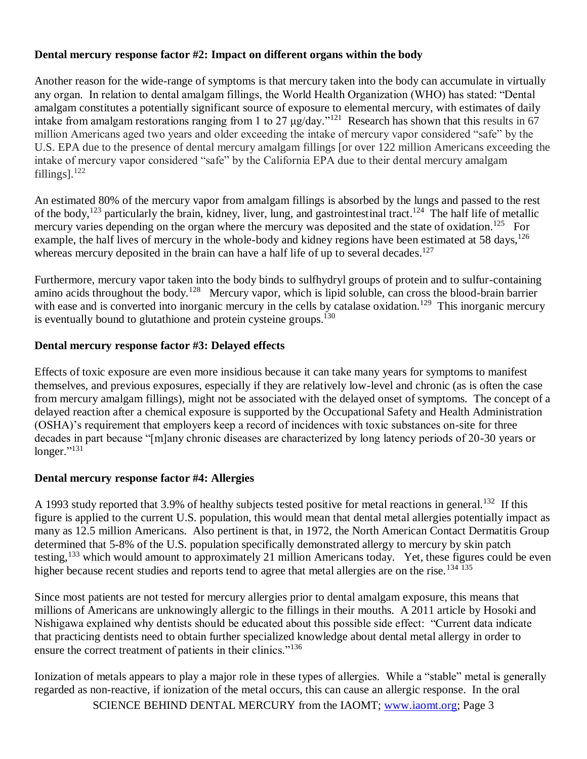**Dental mercury response factor #2: Impact on different organs within the body**

Another reason for the wide-range of symptoms is that mercury taken into the body can accumulate in virtually any organ. In relation to dental amalgam fillings, the World Health Organization (WHO) has stated: "Dental amalgam constitutes a potentially significant source of exposure to elemental mercury, with estimates of daily intake from amalgam restorations ranging from 1 to 27 μg/day."[121] Research has shown that this results in 67 million Americans aged two years and older exceeding the intake of mercury vapor considered "safe" by the U.S. EPA due to the presence of dental mercury amalgam fillings [or over 122 million Americans exceeding the intake of mercury vapor considered "safe" by the California EPA due to their dental mercury amalgam fillings].[122]

An estimated 80% of the mercury vapor from amalgam fillings is absorbed by the lungs and passed to the rest of the body,[123] particularly the brain, kidney, liver, lung, and gastrointestinal tract.[124] The half life of metallic mercury varies depending on the organ where the mercury was deposited and the state of oxidation.[125] For example, the half lives of mercury in the whole-body and kidney regions have been estimated at 58 days,[126] whereas mercury deposited in the brain can have a half life of up to several decades.[127]

Furthermore, mercury vapor taken into the body binds to sulfhydryl groups of protein and to sulfur-containing amino acids throughout the body.[128] Mercury vapor, which is lipid soluble, can cross the blood-brain barrier with ease and is converted into inorganic mercury in the cells by catalase oxidation.[129] This inorganic mercury is eventually bound to glutathione and protein cysteine groups.[130]

**Dental mercury response factor #3: Delayed effects**

Effects of toxic exposure are even more insidious because it can take many years for symptoms to manifest themselves, and previous exposures, especially if they are relatively low-level and chronic (as is often the case from mercury amalgam fillings), might not be associated with the delayed onset of symptoms. The concept of a delayed reaction after a chemical exposure is supported by the Occupational Safety and Health Administration (OSHA)'s requirement that employers keep a record of incidences with toxic substances on-site for three decades in part because "[m]any chronic diseases are characterized by long latency periods of 20-30 years or longer."[131]

**Dental mercury response factor #4: Allergies**

A 1993 study reported that 3.9% of healthy subjects tested positive for metal reactions in general.[132] If this figure is applied to the current U.S. population, this would mean that dental metal allergies potentially impact as many as 12.5 million Americans. Also pertinent is that, in 1972, the North American Contact Dermatitis Group determined that 5-8% of the U.S. population specifically demonstrated allergy to mercury by skin patch testing,[133] which would amount to approximately 21 million Americans today. Yet, these figures could be even higher because recent studies and reports tend to agree that metal allergies are on the rise.[134][135]

Since most patients are not tested for mercury allergies prior to dental amalgam exposure, this means that millions of Americans are unknowingly allergic to the fillings in their mouths. A 2011 article by Hosoki and Nishigawa explained why dentists should be educated about this possible side effect: "Current data indicate that practicing dentists need to obtain further specialized knowledge about dental metal allergy in order to ensure the correct treatment of patients in their clinics."[136]

Ionization of metals appears to play a major role in these types of allergies. While a "stable" metal is generally regarded as non-reactive, if ionization of the metal occurs, this can cause an allergic response. In the oral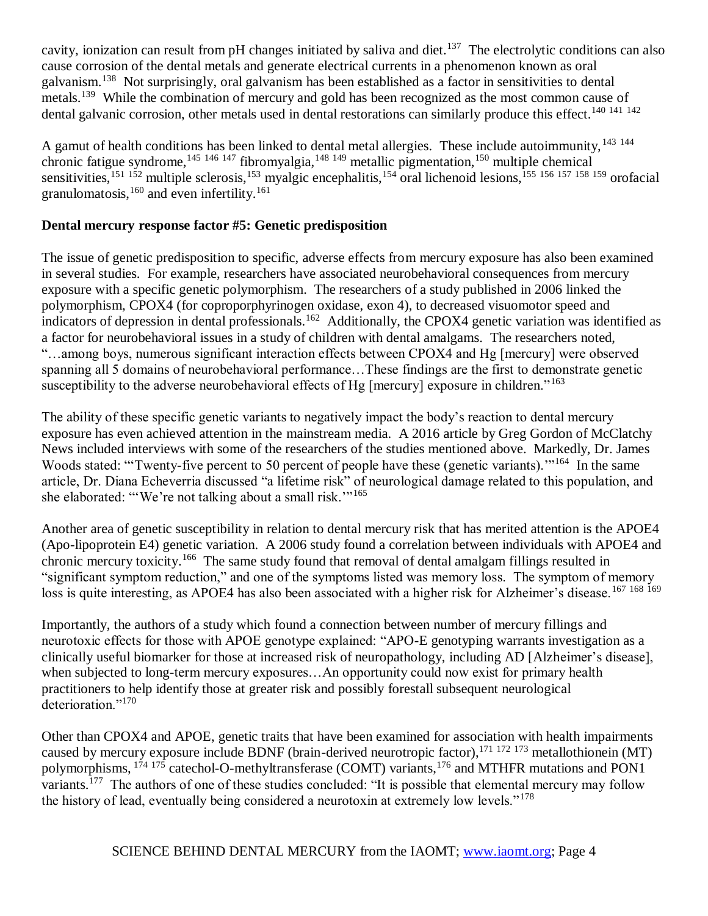cavity, ionization can result from pH changes initiated by saliva and diet.[137] The electrolytic conditions can also cause corrosion of the dental metals and generate electrical currents in a phenomenon known as oral galvanism.[138] Not surprisingly, oral galvanism has been established as a factor in sensitivities to dental metals.[139] While the combination of mercury and gold has been recognized as the most common cause of dental galvanic corrosion, other metals used in dental restorations can similarly produce this effect.[140 141 142]

A gamut of health conditions has been linked to dental metal allergies. These include autoimmunity,[143 144] chronic fatigue syndrome,[145 146 147] fibromyalgia,[148 149] metallic pigmentation,[150] multiple chemical sensitivities,[151 152] multiple sclerosis,[153] myalgic encephalitis,[154] oral lichenoid lesions,[155 156 157 158 159] orofacial granulomatosis,[160] and even infertility.[161]

**Dental mercury response factor #5: Genetic predisposition**

The issue of genetic predisposition to specific, adverse effects from mercury exposure has also been examined in several studies. For example, researchers have associated neurobehavioral consequences from mercury exposure with a specific genetic polymorphism. The researchers of a study published in 2006 linked the polymorphism, CPOX4 (for coproporphyrinogen oxidase, exon 4), to decreased visuomotor speed and indicators of depression in dental professionals.[162] Additionally, the CPOX4 genetic variation was identified as a factor for neurobehavioral issues in a study of children with dental amalgams. The researchers noted, "…among boys, numerous significant interaction effects between CPOX4 and Hg [mercury] were observed spanning all 5 domains of neurobehavioral performance…These findings are the first to demonstrate genetic susceptibility to the adverse neurobehavioral effects of Hg [mercury] exposure in children."[163]

The ability of these specific genetic variants to negatively impact the body's reaction to dental mercury exposure has even achieved attention in the mainstream media. A 2016 article by Greg Gordon of McClatchy News included interviews with some of the researchers of the studies mentioned above. Markedly, Dr. James Woods stated: "'Twenty-five percent to 50 percent of people have these (genetic variants).'"[164] In the same article, Dr. Diana Echeverria discussed "a lifetime risk" of neurological damage related to this population, and she elaborated: "'We're not talking about a small risk.'"[165]

Another area of genetic susceptibility in relation to dental mercury risk that has merited attention is the APOE4 (Apo-lipoprotein E4) genetic variation. A 2006 study found a correlation between individuals with APOE4 and chronic mercury toxicity.[166] The same study found that removal of dental amalgam fillings resulted in "significant symptom reduction," and one of the symptoms listed was memory loss. The symptom of memory loss is quite interesting, as APOE4 has also been associated with a higher risk for Alzheimer's disease.[167 168 169]

Importantly, the authors of a study which found a connection between number of mercury fillings and neurotoxic effects for those with APOE genotype explained: "APO-E genotyping warrants investigation as a clinically useful biomarker for those at increased risk of neuropathology, including AD [Alzheimer's disease], when subjected to long-term mercury exposures…An opportunity could now exist for primary health practitioners to help identify those at greater risk and possibly forestall subsequent neurological deterioration."[170]

Other than CPOX4 and APOE, genetic traits that have been examined for association with health impairments caused by mercury exposure include BDNF (brain-derived neurotropic factor),[171 172 173] metallothionein (MT) polymorphisms,[174 175] catechol-O-methyltransferase (COMT) variants,[176] and MTHFR mutations and PON1 variants.[177] The authors of one of these studies concluded: "It is possible that elemental mercury may follow the history of lead, eventually being considered a neurotoxin at extremely low levels."[178]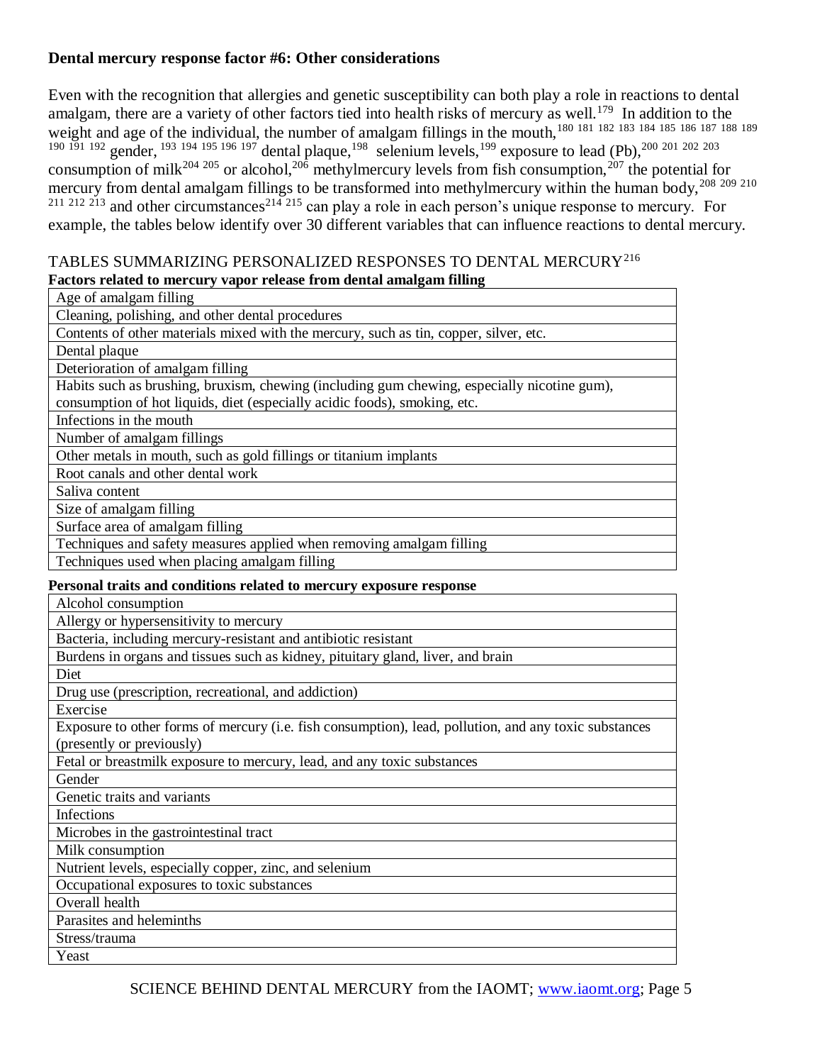**Dental mercury response factor #6: Other considerations**

Even with the recognition that allergies and genetic susceptibility can both play a role in reactions to dental amalgam, there are a variety of other factors tied into health risks of mercury as well.[179] In addition to the weight and age of the individual, the number of amalgam fillings in the mouth,[180 181 182 183 184 185 186 187 188 189 190 191 192] gender,[193 194 195 196 197] dental plaque,[198] selenium levels,[199] exposure to lead (Pb),[200 201 202 203] consumption of milk[204 205] or alcohol,[206] methylmercury levels from fish consumption,[207] the potential for mercury from dental amalgam fillings to be transformed into methylmercury within the human body,[208 209 210 211 212 213] and other circumstances[214 215] can play a role in each person's unique response to mercury. For example, the tables below identify over 30 different variables that can influence reactions to dental mercury.

TABLES SUMMARIZING PERSONALIZED RESPONSES TO DENTAL MERCURY[216]

**Factors related to mercury vapor release from dental amalgam filling**

| Factors related to mercury vapor release from dental amalgam filling |
|---|
| Age of amalgam filling |
| Cleaning, polishing, and other dental procedures |
| Contents of other materials mixed with the mercury, such as tin, copper, silver, etc. |
| Dental plaque |
| Deterioration of amalgam filling |
| Habits such as brushing, bruxism, chewing (including gum chewing, especially nicotine gum), consumption of hot liquids, diet (especially acidic foods), smoking, etc. |
| Infections in the mouth |
| Number of amalgam fillings |
| Other metals in mouth, such as gold fillings or titanium implants |
| Root canals and other dental work |
| Saliva content |
| Size of amalgam filling |
| Surface area of amalgam filling |
| Techniques and safety measures applied when removing amalgam filling |
| Techniques used when placing amalgam filling |

**Personal traits and conditions related to mercury exposure response**

| Personal traits and conditions related to mercury exposure response |
|---|
| Alcohol consumption |
| Allergy or hypersensitivity to mercury |
| Bacteria, including mercury-resistant and antibiotic resistant |
| Burdens in organs and tissues such as kidney, pituitary gland, liver, and brain |
| Diet |
| Drug use (prescription, recreational, and addiction) |
| Exercise |
| Exposure to other forms of mercury (i.e. fish consumption), lead, pollution, and any toxic substances (presently or previously) |
| Fetal or breastmilk exposure to mercury, lead, and any toxic substances |
| Gender |
| Genetic traits and variants |
| Infections |
| Microbes in the gastrointestinal tract |
| Milk consumption |
| Nutrient levels, especially copper, zinc, and selenium |
| Occupational exposures to toxic substances |
| Overall health |
| Parasites and heleminths |
| Stress/trauma |
| Yeast |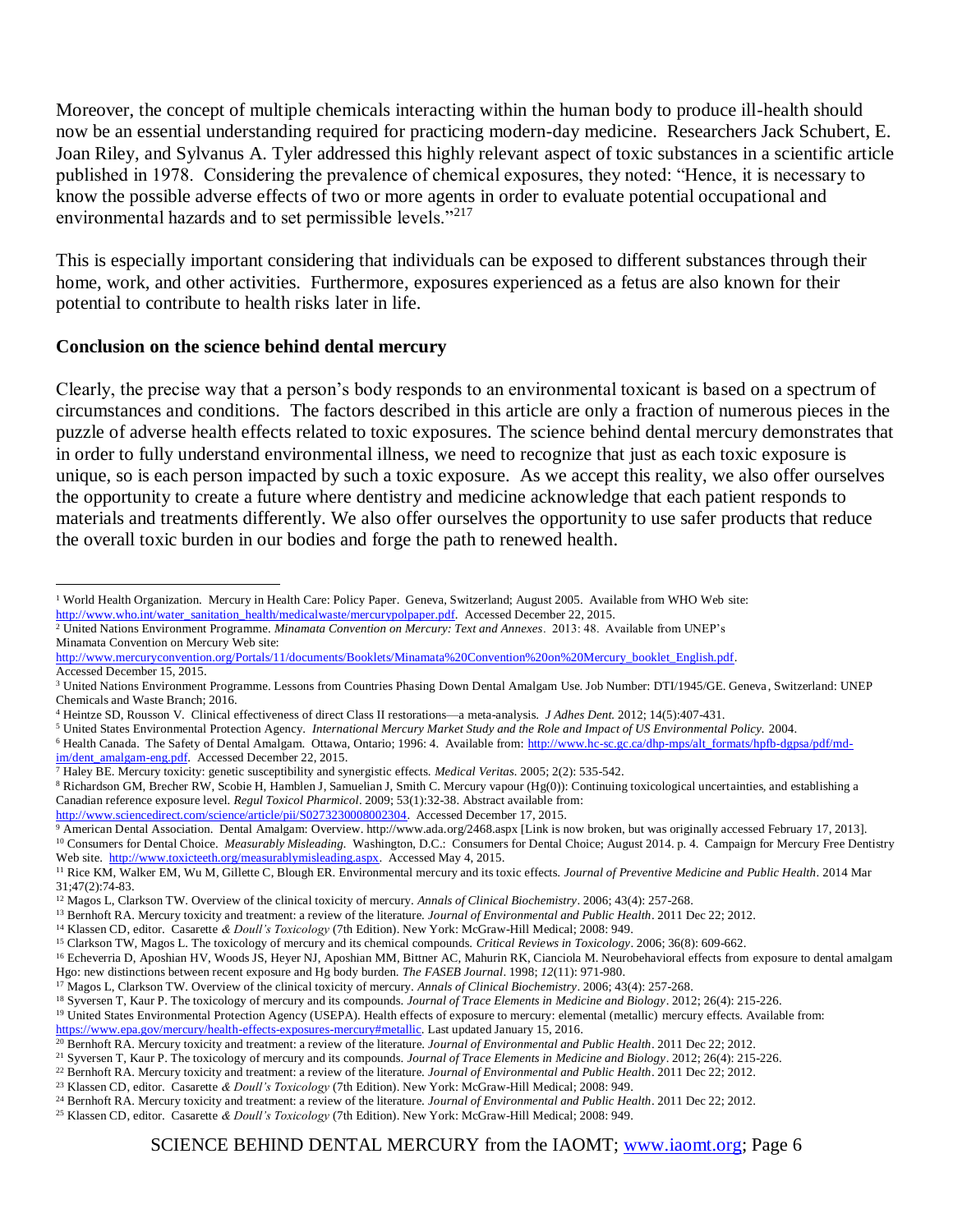Moreover, the concept of multiple chemicals interacting within the human body to produce ill-health should now be an essential understanding required for practicing modern-day medicine. Researchers Jack Schubert, E. Joan Riley, and Sylvanus A. Tyler addressed this highly relevant aspect of toxic substances in a scientific article published in 1978. Considering the prevalence of chemical exposures, they noted: "Hence, it is necessary to know the possible adverse effects of two or more agents in order to evaluate potential occupational and environmental hazards and to set permissible levels."[217]

This is especially important considering that individuals can be exposed to different substances through their home, work, and other activities. Furthermore, exposures experienced as a fetus are also known for their potential to contribute to health risks later in life.

**Conclusion on the science behind dental mercury**

Clearly, the precise way that a person's body responds to an environmental toxicant is based on a spectrum of circumstances and conditions. The factors described in this article are only a fraction of numerous pieces in the puzzle of adverse health effects related to toxic exposures. The science behind dental mercury demonstrates that in order to fully understand environmental illness, we need to recognize that just as each toxic exposure is unique, so is each person impacted by such a toxic exposure. As we accept this reality, we also offer ourselves the opportunity to create a future where dentistry and medicine acknowledge that each patient responds to materials and treatments differently. We also offer ourselves the opportunity to use safer products that reduce the overall toxic burden in our bodies and forge the path to renewed health.

---

[1] World Health Organization. Mercury in Health Care: Policy Paper. Geneva, Switzerland; August 2005. Available from WHO Web site: http://www.who.int/water_sanitation_health/medicalwaste/mercurypolpaper.pdf. Accessed December 22, 2015.

[2] United Nations Environment Programme. *Minamata Convention on Mercury: Text and Annexes*. 2013: 48. Available from UNEP's Minamata Convention on Mercury Web site: http://www.mercuryconvention.org/Portals/11/documents/Booklets/Minamata%20Convention%20on%20Mercury_booklet_English.pdf. Accessed December 15, 2015.

[3] United Nations Environment Programme. Lessons from Countries Phasing Down Dental Amalgam Use. Job Number: DTI/1945/GE. Geneva, Switzerland: UNEP Chemicals and Waste Branch; 2016.

[4] Heintze SD, Rousson V. Clinical effectiveness of direct Class II restorations—a meta-analysis. *J Adhes Dent.* 2012; 14(5):407-431.

[5] United States Environmental Protection Agency. *International Mercury Market Study and the Role and Impact of US Environmental Policy.* 2004.

[6] Health Canada. The Safety of Dental Amalgam. Ottawa, Ontario; 1996: 4. Available from: http://www.hc-sc.gc.ca/dhp-mps/alt_formats/hpfb-dgpsa/pdf/md-im/dent_amalgam-eng.pdf. Accessed December 22, 2015.

[7] Haley BE. Mercury toxicity: genetic susceptibility and synergistic effects. *Medical Veritas.* 2005; 2(2): 535-542.

[8] Richardson GM, Brecher RW, Scobie H, Hamblen J, Samuelian J, Smith C. Mercury vapour (Hg(0)): Continuing toxicological uncertainties, and establishing a Canadian reference exposure level. *Regul Toxicol Pharmicol*. 2009; 53(1):32-38. Abstract available from: http://www.sciencedirect.com/science/article/pii/S0273230008002304. Accessed December 17, 2015.

[9] American Dental Association. Dental Amalgam: Overview. http://www.ada.org/2468.aspx [Link is now broken, but was originally accessed February 17, 2013].

[10] Consumers for Dental Choice. *Measurably Misleading.* Washington, D.C.: Consumers for Dental Choice; August 2014. p. 4. Campaign for Mercury Free Dentistry Web site. http://www.toxicteeth.org/measurablymisleading.aspx. Accessed May 4, 2015.

[11] Rice KM, Walker EM, Wu M, Gillette C, Blough ER. Environmental mercury and its toxic effects. *Journal of Preventive Medicine and Public Health*. 2014 Mar 31;47(2):74-83.

[12] Magos L, Clarkson TW. Overview of the clinical toxicity of mercury. *Annals of Clinical Biochemistry*. 2006; 43(4): 257-268.

[13] Bernhoft RA. Mercury toxicity and treatment: a review of the literature. *Journal of Environmental and Public Health*. 2011 Dec 22; 2012.

[14] Klassen CD, editor. Casarette *& Doull's Toxicology* (7th Edition). New York: McGraw-Hill Medical; 2008: 949.

[15] Clarkson TW, Magos L. The toxicology of mercury and its chemical compounds. *Critical Reviews in Toxicology*. 2006; 36(8): 609-662.

[16] Echeverria D, Aposhian HV, Woods JS, Heyer NJ, Aposhian MM, Bittner AC, Mahurin RK, Cianciola M. Neurobehavioral effects from exposure to dental amalgam Hgo: new distinctions between recent exposure and Hg body burden. *The FASEB Journal*. 1998; *12*(11): 971-980.

[17] Magos L, Clarkson TW. Overview of the clinical toxicity of mercury. *Annals of Clinical Biochemistry*. 2006; 43(4): 257-268.

[18] Syversen T, Kaur P. The toxicology of mercury and its compounds. *Journal of Trace Elements in Medicine and Biology*. 2012; 26(4): 215-226.

[19] United States Environmental Protection Agency (USEPA). Health effects of exposure to mercury: elemental (metallic) mercury effects. Available from: https://www.epa.gov/mercury/health-effects-exposures-mercury#metallic. Last updated January 15, 2016.

[20] Bernhoft RA. Mercury toxicity and treatment: a review of the literature. *Journal of Environmental and Public Health*. 2011 Dec 22; 2012.

[21] Syversen T, Kaur P. The toxicology of mercury and its compounds. *Journal of Trace Elements in Medicine and Biology*. 2012; 26(4): 215-226.

[22] Bernhoft RA. Mercury toxicity and treatment: a review of the literature. *Journal of Environmental and Public Health*. 2011 Dec 22; 2012.

[23] Klassen CD, editor. Casarette *& Doull's Toxicology* (7th Edition). New York: McGraw-Hill Medical; 2008: 949.

[24] Bernhoft RA. Mercury toxicity and treatment: a review of the literature. *Journal of Environmental and Public Health*. 2011 Dec 22; 2012.

[25] Klassen CD, editor. Casarette *& Doull's Toxicology* (7th Edition). New York: McGraw-Hill Medical; 2008: 949.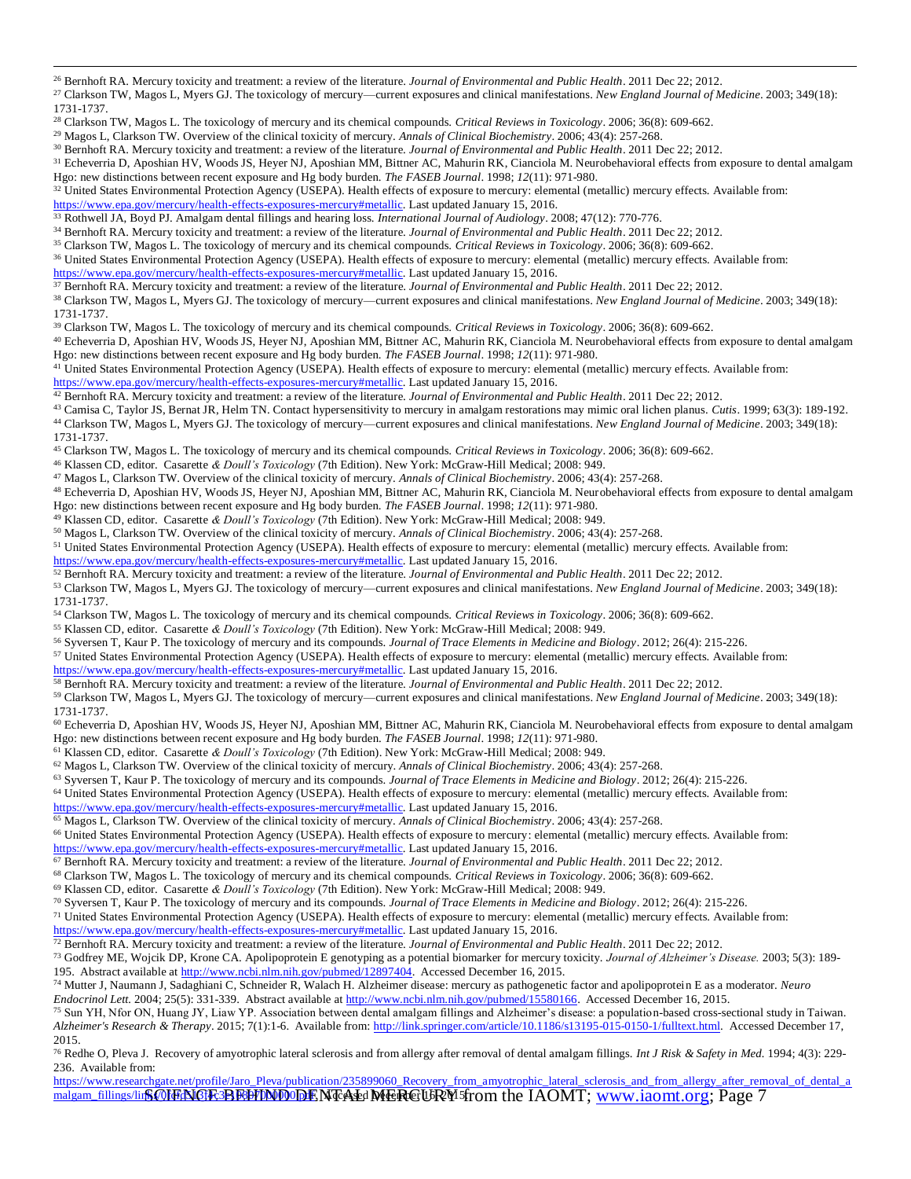[26] Bernhoft RA. Mercury toxicity and treatment: a review of the literature. *Journal of Environmental and Public Health*. 2011 Dec 22; 2012.

[27] Clarkson TW, Magos L, Myers GJ. The toxicology of mercury—current exposures and clinical manifestations. *New England Journal of Medicine*. 2003; 349(18): 1731-1737.

[28] Clarkson TW, Magos L. The toxicology of mercury and its chemical compounds. *Critical Reviews in Toxicology*. 2006; 36(8): 609-662.

[29] Magos L, Clarkson TW. Overview of the clinical toxicity of mercury. *Annals of Clinical Biochemistry*. 2006; 43(4): 257-268.

[30] Bernhoft RA. Mercury toxicity and treatment: a review of the literature. *Journal of Environmental and Public Health*. 2011 Dec 22; 2012.

[31] Echeverria D, Aposhian HV, Woods JS, Heyer NJ, Aposhian MM, Bittner AC, Mahurin RK, Cianciola M. Neurobehavioral effects from exposure to dental amalgam Hgo: new distinctions between recent exposure and Hg body burden. *The FASEB Journal*. 1998; *12*(11): 971-980.

[32] United States Environmental Protection Agency (USEPA). Health effects of exposure to mercury: elemental (metallic) mercury effects. Available from: https://www.epa.gov/mercury/health-effects-exposures-mercury#metallic. Last updated January 15, 2016.

[33] Rothwell JA, Boyd PJ. Amalgam dental fillings and hearing loss. *International Journal of Audiology*. 2008; 47(12): 770-776.

[34] Bernhoft RA. Mercury toxicity and treatment: a review of the literature. *Journal of Environmental and Public Health*. 2011 Dec 22; 2012.

[35] Clarkson TW, Magos L. The toxicology of mercury and its chemical compounds. *Critical Reviews in Toxicology*. 2006; 36(8): 609-662.

[36] United States Environmental Protection Agency (USEPA). Health effects of exposure to mercury: elemental (metallic) mercury effects. Available from: https://www.epa.gov/mercury/health-effects-exposures-mercury#metallic. Last updated January 15, 2016.

[37] Bernhoft RA. Mercury toxicity and treatment: a review of the literature. *Journal of Environmental and Public Health*. 2011 Dec 22; 2012.

[38] Clarkson TW, Magos L, Myers GJ. The toxicology of mercury—current exposures and clinical manifestations. *New England Journal of Medicine*. 2003; 349(18): 1731-1737.

[39] Clarkson TW, Magos L. The toxicology of mercury and its chemical compounds. *Critical Reviews in Toxicology*. 2006; 36(8): 609-662.

[40] Echeverria D, Aposhian HV, Woods JS, Heyer NJ, Aposhian MM, Bittner AC, Mahurin RK, Cianciola M. Neurobehavioral effects from exposure to dental amalgam Hgo: new distinctions between recent exposure and Hg body burden. *The FASEB Journal*. 1998; *12*(11): 971-980.

[41] United States Environmental Protection Agency (USEPA). Health effects of exposure to mercury: elemental (metallic) mercury effects. Available from: https://www.epa.gov/mercury/health-effects-exposures-mercury#metallic. Last updated January 15, 2016.

[42] Bernhoft RA. Mercury toxicity and treatment: a review of the literature. *Journal of Environmental and Public Health*. 2011 Dec 22; 2012.

[43] Camisa C, Taylor JS, Bernat JR, Helm TN. Contact hypersensitivity to mercury in amalgam restorations may mimic oral lichen planus. *Cutis*. 1999; 63(3): 189-192.

[44] Clarkson TW, Magos L, Myers GJ. The toxicology of mercury—current exposures and clinical manifestations. *New England Journal of Medicine*. 2003; 349(18): 1731-1737.

[45] Clarkson TW, Magos L. The toxicology of mercury and its chemical compounds. *Critical Reviews in Toxicology*. 2006; 36(8): 609-662.

[46] Klassen CD, editor. Casarette *& Doull's Toxicology* (7th Edition). New York: McGraw-Hill Medical; 2008: 949.

[47] Magos L, Clarkson TW. Overview of the clinical toxicity of mercury. *Annals of Clinical Biochemistry*. 2006; 43(4): 257-268.

[48] Echeverria D, Aposhian HV, Woods JS, Heyer NJ, Aposhian MM, Bittner AC, Mahurin RK, Cianciola M. Neurobehavioral effects from exposure to dental amalgam Hgo: new distinctions between recent exposure and Hg body burden. *The FASEB Journal*. 1998; *12*(11): 971-980.

[49] Klassen CD, editor. Casarette *& Doull's Toxicology* (7th Edition). New York: McGraw-Hill Medical; 2008: 949.

[50] Magos L, Clarkson TW. Overview of the clinical toxicity of mercury. *Annals of Clinical Biochemistry*. 2006; 43(4): 257-268.

[51] United States Environmental Protection Agency (USEPA). Health effects of exposure to mercury: elemental (metallic) mercury effects. Available from: https://www.epa.gov/mercury/health-effects-exposures-mercury#metallic. Last updated January 15, 2016.

[52] Bernhoft RA. Mercury toxicity and treatment: a review of the literature. *Journal of Environmental and Public Health*. 2011 Dec 22; 2012.

[53] Clarkson TW, Magos L, Myers GJ. The toxicology of mercury—current exposures and clinical manifestations. *New England Journal of Medicine*. 2003; 349(18): 1731-1737.

[54] Clarkson TW, Magos L. The toxicology of mercury and its chemical compounds. *Critical Reviews in Toxicology*. 2006; 36(8): 609-662.

[55] Klassen CD, editor. Casarette *& Doull's Toxicology* (7th Edition). New York: McGraw-Hill Medical; 2008: 949.

[56] Syversen T, Kaur P. The toxicology of mercury and its compounds. *Journal of Trace Elements in Medicine and Biology*. 2012; 26(4): 215-226.

[57] United States Environmental Protection Agency (USEPA). Health effects of exposure to mercury: elemental (metallic) mercury effects. Available from: https://www.epa.gov/mercury/health-effects-exposures-mercury#metallic. Last updated January 15, 2016.

[58] Bernhoft RA. Mercury toxicity and treatment: a review of the literature. *Journal of Environmental and Public Health*. 2011 Dec 22; 2012.

[59] Clarkson TW, Magos L, Myers GJ. The toxicology of mercury—current exposures and clinical manifestations. *New England Journal of Medicine*. 2003; 349(18): 1731-1737.

[60] Echeverria D, Aposhian HV, Woods JS, Heyer NJ, Aposhian MM, Bittner AC, Mahurin RK, Cianciola M. Neurobehavioral effects from exposure to dental amalgam Hgo: new distinctions between recent exposure and Hg body burden. *The FASEB Journal*. 1998; *12*(11): 971-980.

[61] Klassen CD, editor. Casarette *& Doull's Toxicology* (7th Edition). New York: McGraw-Hill Medical; 2008: 949.

[62] Magos L, Clarkson TW. Overview of the clinical toxicity of mercury. *Annals of Clinical Biochemistry*. 2006; 43(4): 257-268.

[63] Syversen T, Kaur P. The toxicology of mercury and its compounds. *Journal of Trace Elements in Medicine and Biology*. 2012; 26(4): 215-226.

[64] United States Environmental Protection Agency (USEPA). Health effects of exposure to mercury: elemental (metallic) mercury effects. Available from: https://www.epa.gov/mercury/health-effects-exposures-mercury#metallic. Last updated January 15, 2016.

[65] Magos L, Clarkson TW. Overview of the clinical toxicity of mercury. *Annals of Clinical Biochemistry*. 2006; 43(4): 257-268.

[66] United States Environmental Protection Agency (USEPA). Health effects of exposure to mercury: elemental (metallic) mercury effects. Available from: https://www.epa.gov/mercury/health-effects-exposures-mercury#metallic. Last updated January 15, 2016.

[67] Bernhoft RA. Mercury toxicity and treatment: a review of the literature. *Journal of Environmental and Public Health*. 2011 Dec 22; 2012.

[68] Clarkson TW, Magos L. The toxicology of mercury and its chemical compounds. *Critical Reviews in Toxicology*. 2006; 36(8): 609-662.

[69] Klassen CD, editor. Casarette *& Doull's Toxicology* (7th Edition). New York: McGraw-Hill Medical; 2008: 949.

[70] Syversen T, Kaur P. The toxicology of mercury and its compounds. *Journal of Trace Elements in Medicine and Biology*. 2012; 26(4): 215-226.

[71] United States Environmental Protection Agency (USEPA). Health effects of exposure to mercury: elemental (metallic) mercury effects. Available from: https://www.epa.gov/mercury/health-effects-exposures-mercury#metallic. Last updated January 15, 2016.

[72] Bernhoft RA. Mercury toxicity and treatment: a review of the literature. *Journal of Environmental and Public Health*. 2011 Dec 22; 2012.

[73] Godfrey ME, Wojcik DP, Krone CA. Apolipoprotein E genotyping as a potential biomarker for mercury toxicity. *Journal of Alzheimer's Disease.* 2003; 5(3): 189-195. Abstract available at http://www.ncbi.nlm.nih.gov/pubmed/12897404. Accessed December 16, 2015.

[74] Mutter J, Naumann J, Sadaghiani C, Schneider R, Walach H. Alzheimer disease: mercury as pathogenetic factor and apolipoprotein E as a moderator. *Neuro Endocrinol Lett.* 2004; 25(5): 331-339. Abstract available at http://www.ncbi.nlm.nih.gov/pubmed/15580166. Accessed December 16, 2015.

[75] Sun YH, Nfor ON, Huang JY, Liaw YP. Association between dental amalgam fillings and Alzheimer's disease: a population-based cross-sectional study in Taiwan. *Alzheimer's Research & Therapy*. 2015; 7(1):1-6. Available from: http://link.springer.com/article/10.1186/s13195-015-0150-1/fulltext.html. Accessed December 17, 2015.

[76] Redhe O, Pleva J. Recovery of amyotrophic lateral sclerosis and from allergy after removal of dental amalgam fillings. *Int J Risk & Safety in Med.* 1994; 4(3): 229-236. Available from: https://www.researchgate.net/profile/Jaro_Pleva/publication/235899060_Recovery_from_amyotrophic_lateral_sclerosis_and_from_allergy_after_removal_of_dental_amalgam_fillings/links/0fcfd513f4c3b1e57d000000.pdf. Accessed December 16, 2015.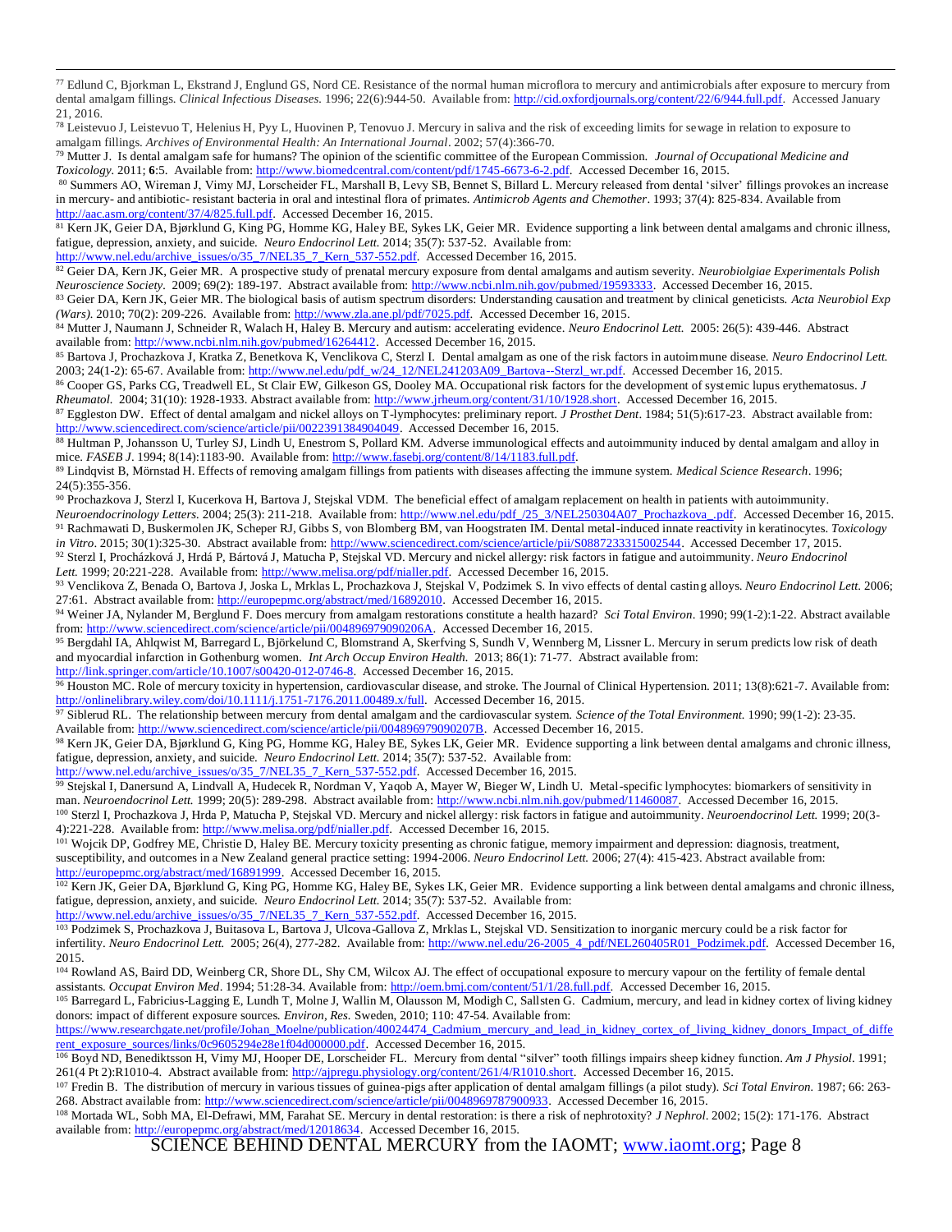[77] Edlund C, Bjorkman L, Ekstrand J, Englund GS, Nord CE. Resistance of the normal human microflora to mercury and antimicrobials after exposure to mercury from dental amalgam fillings. *Clinical Infectious Diseases*. 1996; 22(6):944-50. Available from: http://cid.oxfordjournals.org/content/22/6/944.full.pdf. Accessed January 21, 2016.

[78] Leistevuo J, Leistevuo T, Helenius H, Pyy L, Huovinen P, Tenovuo J. Mercury in saliva and the risk of exceeding limits for sewage in relation to exposure to amalgam fillings. *Archives of Environmental Health: An International Journal*. 2002; 57(4):366-70.

[79] Mutter J. Is dental amalgam safe for humans? The opinion of the scientific committee of the European Commission. *Journal of Occupational Medicine and Toxicology*. 2011; **6**:5. Available from: http://www.biomedcentral.com/content/pdf/1745-6673-6-2.pdf. Accessed December 16, 2015.

[80] Summers AO, Wireman J, Vimy MJ, Lorscheider FL, Marshall B, Levy SB, Bennet S, Billard L. Mercury released from dental 'silver' fillings provokes an increase in mercury- and antibiotic- resistant bacteria in oral and intestinal flora of primates. *Antimicrob Agents and Chemother*. 1993; 37(4): 825-834. Available from http://aac.asm.org/content/37/4/825.full.pdf. Accessed December 16, 2015.

[81] Kern JK, Geier DA, Bjørklund G, King PG, Homme KG, Haley BE, Sykes LK, Geier MR. Evidence supporting a link between dental amalgams and chronic illness, fatigue, depression, anxiety, and suicide. *Neuro Endocrinol Lett.* 2014; 35(7): 537-52. Available from: http://www.nel.edu/archive_issues/o/35_7/NEL35_7_Kern_537-552.pdf. Accessed December 16, 2015.

[82] Geier DA, Kern JK, Geier MR. A prospective study of prenatal mercury exposure from dental amalgams and autism severity. *Neurobiolgiae Experimentals Polish Neuroscience Society*. 2009; 69(2): 189-197. Abstract available from: http://www.ncbi.nlm.nih.gov/pubmed/19593333. Accessed December 16, 2015.

[83] Geier DA, Kern JK, Geier MR. The biological basis of autism spectrum disorders: Understanding causation and treatment by clinical geneticists. *Acta Neurobiol Exp (Wars).* 2010; 70(2): 209-226. Available from: http://www.zla.ane.pl/pdf/7025.pdf. Accessed December 16, 2015.

[84] Mutter J, Naumann J, Schneider R, Walach H, Haley B. Mercury and autism: accelerating evidence. *Neuro Endocrinol Lett.* 2005: 26(5): 439-446. Abstract available from: http://www.ncbi.nlm.nih.gov/pubmed/16264412. Accessed December 16, 2015.

[85] Bartova J, Prochazkova J, Kratka Z, Benetkova K, Venclikova C, Sterzl I. Dental amalgam as one of the risk factors in autoimmune disease. *Neuro Endocrinol Lett.* 2003; 24(1-2): 65-67. Available from: http://www.nel.edu/pdf_w/24_12/NEL241203A09_Bartova--Sterzl_wr.pdf. Accessed December 16, 2015.

[86] Cooper GS, Parks CG, Treadwell EL, St Clair EW, Gilkeson GS, Dooley MA. Occupational risk factors for the development of systemic lupus erythematosus. *J Rheumatol.* 2004; 31(10): 1928-1933. Abstract available from: http://www.jrheum.org/content/31/10/1928.short. Accessed December 16, 2015.

[87] Eggleston DW. Effect of dental amalgam and nickel alloys on T-lymphocytes: preliminary report. *J Prosthet Dent*. 1984; 51(5):617-23. Abstract available from: http://www.sciencedirect.com/science/article/pii/0022391384904049. Accessed December 16, 2015.

[88] Hultman P, Johansson U, Turley SJ, Lindh U, Enestrom S, Pollard KM. Adverse immunological effects and autoimmunity induced by dental amalgam and alloy in mice. *FASEB J*. 1994; 8(14):1183-90. Available from: http://www.fasebj.org/content/8/14/1183.full.pdf.

[89] Lindqvist B, Mörnstad H. Effects of removing amalgam fillings from patients with diseases affecting the immune system. *Medical Science Research*. 1996; 24(5):355-356.

[90] Prochazkova J, Sterzl I, Kucerkova H, Bartova J, Stejskal VDM. The beneficial effect of amalgam replacement on health in patients with autoimmunity. *Neuroendocrinology Letters*. 2004; 25(3): 211-218. Available from: http://www.nel.edu/pdf_/25_3/NEL250304A07_Prochazkova_.pdf. Accessed December 16, 2015.

[91] Rachmawati D, Buskermolen JK, Scheper RJ, Gibbs S, von Blomberg BM, van Hoogstraten IM. Dental metal-induced innate reactivity in keratinocytes. *Toxicology in Vitro*. 2015; 30(1):325-30. Abstract available from: http://www.sciencedirect.com/science/article/pii/S0887233315002544. Accessed December 17, 2015.

[92] Sterzl I, Procházková J, Hrdá P, Bártová J, Matucha P, Stejskal VD. Mercury and nickel allergy: risk factors in fatigue and autoimmunity. *Neuro Endocrinol Lett.* 1999; 20:221-228. Available from: http://www.melisa.org/pdf/nialler.pdf. Accessed December 16, 2015.

[93] Venclikova Z, Benada O, Bartova J, Joska L, Mrklas L, Prochazkova J, Stejskal V, Podzimek S. In vivo effects of dental casting alloys. *Neuro Endocrinol Lett.* 2006; 27:61. Abstract available from: http://europepmc.org/abstract/med/16892010. Accessed December 16, 2015.

[94] Weiner JA, Nylander M, Berglund F. Does mercury from amalgam restorations constitute a health hazard? *Sci Total Environ*. 1990; 99(1-2):1-22. Abstract available from: http://www.sciencedirect.com/science/article/pii/004896979090206A. Accessed December 16, 2015.

[95] Bergdahl IA, Ahlqwist M, Barregard L, Björkelund C, Blomstrand A, Skerfving S, Sundh V, Wennberg M, Lissner L. Mercury in serum predicts low risk of death and myocardial infarction in Gothenburg women. *Int Arch Occup Environ Health.* 2013; 86(1): 71-77. Abstract available from: http://link.springer.com/article/10.1007/s00420-012-0746-8. Accessed December 16, 2015.

[96] Houston MC. Role of mercury toxicity in hypertension, cardiovascular disease, and stroke. The Journal of Clinical Hypertension. 2011; 13(8):621-7. Available from: http://onlinelibrary.wiley.com/doi/10.1111/j.1751-7176.2011.00489.x/full. Accessed December 16, 2015.

[97] Siblerud RL. The relationship between mercury from dental amalgam and the cardiovascular system. *Science of the Total Environment.* 1990; 99(1-2): 23-35. Available from: http://www.sciencedirect.com/science/article/pii/004896979090207B. Accessed December 16, 2015.

[98] Kern JK, Geier DA, Bjørklund G, King PG, Homme KG, Haley BE, Sykes LK, Geier MR. Evidence supporting a link between dental amalgams and chronic illness, fatigue, depression, anxiety, and suicide. *Neuro Endocrinol Lett.* 2014; 35(7): 537-52. Available from: http://www.nel.edu/archive_issues/o/35_7/NEL35_7_Kern_537-552.pdf. Accessed December 16, 2015.

[99] Stejskal I, Danersund A, Lindvall A, Hudecek R, Nordman V, Yaqob A, Mayer W, Bieger W, Lindh U. Metal-specific lymphocytes: biomarkers of sensitivity in man. *Neuroendocrinol Lett.* 1999; 20(5): 289-298. Abstract available from: http://www.ncbi.nlm.nih.gov/pubmed/11460087. Accessed December 16, 2015.

[100] Sterzl I, Prochazkova J, Hrda P, Matucha P, Stejskal VD. Mercury and nickel allergy: risk factors in fatigue and autoimmunity. *Neuroendocrinol Lett.* 1999; 20(3-4):221-228. Available from: http://www.melisa.org/pdf/nialler.pdf. Accessed December 16, 2015.

[101] Wojcik DP, Godfrey ME, Christie D, Haley BE. Mercury toxicity presenting as chronic fatigue, memory impairment and depression: diagnosis, treatment, susceptibility, and outcomes in a New Zealand general practice setting: 1994-2006. *Neuro Endocrinol Lett.* 2006; 27(4): 415-423. Abstract available from: http://europepmc.org/abstract/med/16891999. Accessed December 16, 2015.

[102] Kern JK, Geier DA, Bjørklund G, King PG, Homme KG, Haley BE, Sykes LK, Geier MR. Evidence supporting a link between dental amalgams and chronic illness, fatigue, depression, anxiety, and suicide. *Neuro Endocrinol Lett.* 2014; 35(7): 537-52. Available from: http://www.nel.edu/archive_issues/o/35_7/NEL35_7_Kern_537-552.pdf. Accessed December 16, 2015.

[103] Podzimek S, Prochazkova J, Buitasova L, Bartova J, Ulcova-Gallova Z, Mrklas L, Stejskal VD. Sensitization to inorganic mercury could be a risk factor for infertility. *Neuro Endocrinol Lett.* 2005; 26(4), 277-282. Available from: http://www.nel.edu/26-2005_4_pdf/NEL260405R01_Podzimek.pdf. Accessed December 16, 2015.

[104] Rowland AS, Baird DD, Weinberg CR, Shore DL, Shy CM, Wilcox AJ. The effect of occupational exposure to mercury vapour on the fertility of female dental assistants. *Occupat Environ Med*. 1994; 51:28-34. Available from: http://oem.bmj.com/content/51/1/28.full.pdf. Accessed December 16, 2015.

[105] Barregard L, Fabricius-Lagging E, Lundh T, Molne J, Wallin M, Olausson M, Modigh C, Sallsten G. Cadmium, mercury, and lead in kidney cortex of living kidney donors: impact of different exposure sources. *Environ, Res.* Sweden, 2010; 110: 47-54. Available from: https://www.researchgate.net/profile/Johan_Moelne/publication/40024474_Cadmium_mercury_and_lead_in_kidney_cortex_of_living_kidney_donors_Impact_of_different_exposure_sources/links/0c9605294e28e1f04d000000.pdf. Accessed December 16, 2015.

[106] Boyd ND, Benediktsson H, Vimy MJ, Hooper DE, Lorscheider FL. Mercury from dental "silver" tooth fillings impairs sheep kidney function. *Am J Physiol*. 1991; 261(4 Pt 2):R1010-4. Abstract available from: http://ajpregu.physiology.org/content/261/4/R1010.short. Accessed December 16, 2015.

[107] Fredin B. The distribution of mercury in various tissues of guinea-pigs after application of dental amalgam fillings (a pilot study). *Sci Total Environ*. 1987; 66: 263-268. Abstract available from: http://www.sciencedirect.com/science/article/pii/0048969787900933. Accessed December 16, 2015.

[108] Mortada WL, Sobh MA, El-Defrawi, MM, Farahat SE. Mercury in dental restoration: is there a risk of nephrotoxicity? *J Nephrol*. 2002; 15(2): 171-176. Abstract available from: http://europepmc.org/abstract/med/12018634. Accessed December 16, 2015.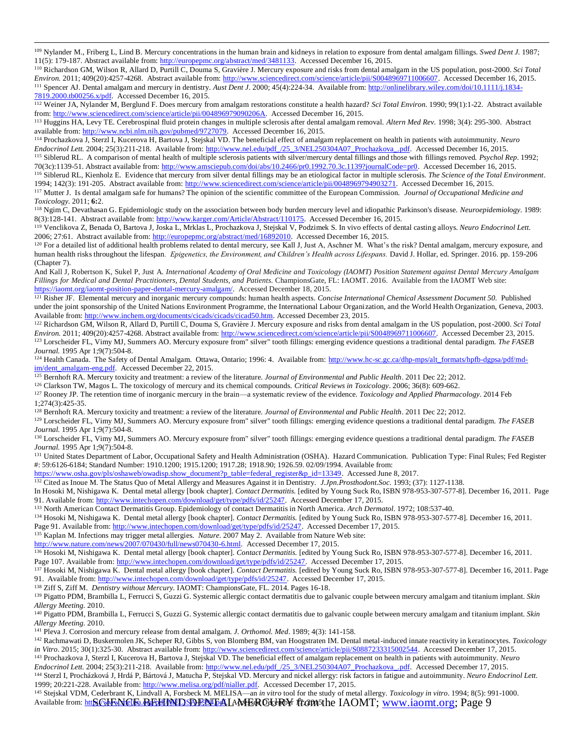[109] Nylander M., Friberg L, Lind B. Mercury concentrations in the human brain and kidneys in relation to exposure from dental amalgam fillings. *Swed Dent J.* 1987; 11(5): 179-187. Abstract available from: http://europepmc.org/abstract/med/3481133. Accessed December 16, 2015.

[110] Richardson GM, Wilson R, Allard D, Purtill C, Douma S, Gravière J. Mercury exposure and risks from dental amalgam in the US population, post-2000. *Sci Total Environ.* 2011; 409(20):4257-4268. Abstract available from: http://www.sciencedirect.com/science/article/pii/S0048969711006607. Accessed December 16, 2015.

[111] Spencer AJ. Dental amalgam and mercury in dentistry. *Aust Dent J*. 2000; 45(4):224-34. Available from: http://onlinelibrary.wiley.com/doi/10.1111/j.1834-7819.2000.tb00256.x/pdf. Accessed December 16, 2015.

[112] Weiner JA, Nylander M, Berglund F. Does mercury from amalgam restorations constitute a health hazard? *Sci Total Environ.* 1990; 99(1):1-22. Abstract available from: http://www.sciencedirect.com/science/article/pii/004896979090206A. Accessed December 16, 2015.

[113] Huggins HA, Levy TE. Cerebrospinal fluid protein changes in multiple sclerosis after dental amalgam removal. *Altern Med Rev.* 1998; 3(4): 295-300. Abstract available from: http://www.ncbi.nlm.nih.gov/pubmed/9727079. Accessed December 16, 2015.

[114] Prochazkova J, Sterzl I, Kucerova H, Bartova J, Stejskal VD. The beneficial effect of amalgam replacement on health in patients with autoimmunity. *Neuro Endocrinol Lett.* 2004; 25(3):211-218. Available from: http://www.nel.edu/pdf_/25_3/NEL250304A07_Prochazkova_.pdf. Accessed December 16, 2015.

[115] Siblerud RL. A comparison of mental health of multiple sclerosis patients with silver/mercury dental fillings and those with fillings removed*. Psychol Rep*. 1992; 70(3c):1139-51. Abstract available from: http://www.amsciepub.com/doi/abs/10.2466/pr0.1992.70.3c.1139?journalCode=pr0. Accessed December 16, 2015.

[116] Siblerud RL, Kienholz E. Evidence that mercury from silver dental fillings may be an etiological factor in multiple sclerosis. *The Science of the Total Environment*. 1994; 142(3): 191-205. Abstract available from: http://www.sciencedirect.com/science/article/pii/0048969794903271. Accessed December 16, 2015.

[117] Mutter J. Is dental amalgam safe for humans? The opinion of the scientific committee of the European Commission. *Journal of Occupational Medicine and Toxicology.* 2011; **6:**2.

[118] Ngim C, Devathasan G. Epidemiologic study on the association between body burden mercury level and idiopathic Parkinson's disease. *Neuroepidemiology.* 1989: 8(3):128-141. Abstract available from: http://www.karger.com/Article/Abstract/110175. Accessed December 16, 2015.

[119] Venclikova Z, Benada O, Bartova J, Joska L, Mrklas L, Prochazkova J, Stejskal V, Podzimek S. In vivo effects of dental casting alloys. *Neuro Endocrinol Lett.* 2006; 27:61. Abstract available from: http://europepmc.org/abstract/med/16892010. Accessed December 16, 2015.

[120] For a detailed list of additional health problems related to dental mercury, see Kall J, Just A, Aschner M. What's the risk? Dental amalgam, mercury exposure, and human health risks throughout the lifespan*. Epigenetics, the Environment, and Children's Health across Lifespans.* David J. Hollar, ed. Springer. 2016. pp. 159-206 (Chapter 7).

And Kall J, Robertson K, Sukel P, Just A. *International Academy of Oral Medicine and Toxicology (IAOMT) Position Statement against Dental Mercury Amalgam Fillings for Medical and Dental Practitioners, Dental Students, and Patients.* ChampionsGate, FL: IAOMT. 2016. Available from the IAOMT Web site: https://iaomt.org/iaomt-position-paper-dental-mercury-amalgam/. Accessed December 18, 2015.

[121] Risher JF. Elemental mercury and inorganic mercury compounds: human health aspects. *Concise International Chemical Assessment Document 50.* Published under the joint sponsorship of the United Nations Environment Programme, the International Labour Organization, and the World Health Organization, Geneva, 2003. Available from: http://www.inchem.org/documents/cicads/cicads/cicad50.htm. Accessed December 23, 2015.

[122] Richardson GM, Wilson R, Allard D, Purtill C, Douma S, Gravière J. Mercury exposure and risks from dental amalgam in the US population, post-2000. *Sci Total Environ.* 2011; 409(20):4257-4268. Abstract available from: http://www.sciencedirect.com/science/article/pii/S0048969711006607. Accessed December 23, 2015.

[123] Lorscheider FL, Vimy MJ, Summers AO. Mercury exposure from" silver" tooth fillings: emerging evidence questions a traditional dental paradigm. *The FASEB Journal.* 1995 Apr 1;9(7):504-8.

[124] Health Canada. The Safety of Dental Amalgam. Ottawa, Ontario; 1996: 4. Available from: http://www.hc-sc.gc.ca/dhp-mps/alt_formats/hpfb-dgpsa/pdf/md-im/dent_amalgam-eng.pdf. Accessed December 22, 2015.

[125] Bernhoft RA. Mercury toxicity and treatment: a review of the literature. *Journal of Environmental and Public Health*. 2011 Dec 22; 2012.

[126] Clarkson TW, Magos L. The toxicology of mercury and its chemical compounds. *Critical Reviews in Toxicology*. 2006; 36(8): 609-662.

[127] Rooney JP. The retention time of inorganic mercury in the brain—a systematic review of the evidence. *Toxicology and Applied Pharmacology.* 2014 Feb 1;274(3):425-35.

[128] Bernhoft RA. Mercury toxicity and treatment: a review of the literature. *Journal of Environmental and Public Health*. 2011 Dec 22; 2012.

[129] Lorscheider FL, Vimy MJ, Summers AO. Mercury exposure from" silver" tooth fillings: emerging evidence questions a traditional dental paradigm. *The FASEB Journal.* 1995 Apr 1;9(7):504-8.

[130] Lorscheider FL, Vimy MJ, Summers AO. Mercury exposure from" silver" tooth fillings: emerging evidence questions a traditional dental paradigm. *The FASEB Journal.* 1995 Apr 1;9(7):504-8.

[131] United States Department of Labor, Occupational Safety and Health Administration (OSHA). Hazard Communication. Publication Type: Final Rules; Fed Register #: 59:6126-6184; Standard Number: 1910.1200; 1915.1200; 1917.28; 1918.90; 1926.59. 02/09/1994. Available from: https://www.osha.gov/pls/oshaweb/owadisp.show_document?p_table=federal_register&p_id=13349. Accessed June 8, 2017.

[132] Cited as Inoue M. The Status Quo of Metal Allergy and Measures Against it in Dentistry. *J.Jpn.Prosthodont.Soc.* 1993; (37): 1127-1138.

In Hosoki M, Nishigawa K. Dental metal allergy [book chapter]. *Contact Dermatitis.* [edited by Young Suck Ro, ISBN 978-953-307-577-8]. December 16, 2011. Page 91. Available from: http://www.intechopen.com/download/get/type/pdfs/id/25247. Accessed December 17, 2015.

[133] North American Contact Dermatitis Group. Epidemiology of contact Dermatitis in North America. *Arch Dermatol*. 1972; 108:537-40.

[134] Hosoki M, Nishigawa K. Dental metal allergy [book chapter]. *Contact Dermatitis.* [edited by Young Suck Ro, ISBN 978-953-307-577-8]. December 16, 2011. Page 91. Available from: http://www.intechopen.com/download/get/type/pdfs/id/25247. Accessed December 17, 2015.

[135] Kaplan M. Infections may trigger metal allergies. *Nature*. 2007 May 2. Available from Nature Web site: http://www.nature.com/news/2007/070430/full/news070430-6.html. Accessed December 17, 2015.

[136] Hosoki M, Nishigawa K. Dental metal allergy [book chapter]. *Contact Dermatitis.* [edited by Young Suck Ro, ISBN 978-953-307-577-8]. December 16, 2011. Page 107. Available from: http://www.intechopen.com/download/get/type/pdfs/id/25247. Accessed December 17, 2015.

[137] Hosoki M, Nishigawa K. Dental metal allergy [book chapter]. *Contact Dermatitis.* [edited by Young Suck Ro, ISBN 978-953-307-577-8]. December 16, 2011. Page 91. Available from: http://www.intechopen.com/download/get/type/pdfs/id/25247. Accessed December 17, 2015.

[138] Ziff S, Ziff M. *Dentistry without Mercury.* IAOMT: ChampionsGate, FL. 2014. Pages 16-18.

[139] Pigatto PDM, Brambilla L, Ferrucci S, Guzzi G. Systemic allergic contact dermatitis due to galvanic couple between mercury amalgam and titanium implant. *Skin Allergy Meeting.* 2010.

[140] Pigatto PDM, Brambilla L, Ferrucci S, Guzzi G. Systemic allergic contact dermatitis due to galvanic couple between mercury amalgam and titanium implant. *Skin Allergy Meeting.* 2010.

[141] Pleva J. Corrosion and mercury release from dental amalgam. *J. Orthomol. Med*. 1989; 4(3): 141-158.

[142] Rachmawati D, Buskermolen JK, Scheper RJ, Gibbs S, von Blomberg BM, van Hoogstraten IM. Dental metal-induced innate reactivity in keratinocytes. *Toxicology in Vitro*. 2015; 30(1):325-30. Abstract available from: http://www.sciencedirect.com/science/article/pii/S0887233315002544. Accessed December 17, 2015.

[143] Prochazkova J, Sterzl I, Kucerova H, Bartova J, Stejskal VD. The beneficial effect of amalgam replacement on health in patients with autoimmunity. *Neuro Endocrinol Lett.* 2004; 25(3):211-218. Available from: http://www.nel.edu/pdf_/25_3/NEL250304A07_Prochazkova_.pdf. Accessed December 17, 2015.

[144] Sterzl I, Procházková J, Hrdá P, Bártová J, Matucha P, Stejskal VD. Mercury and nickel allergy: risk factors in fatigue and autoimmunity. *Neuro Endocrinol Lett.* 1999; 20:221-228. Available from: http://www.melisa.org/pdf/nialler.pdf. Accessed December 17, 2015.

[145] Stejskal VDM, Cederbrant K, Lindvall A, Forsbeck M. MELISA—an *in vitro* tool for the study of metal allergy. *Toxicology in vitro*. 1994; 8(5): 991-1000. Available from: http://www.melisa.org/pdf/MELISA-1994.pdf. Accessed December 17, 2015.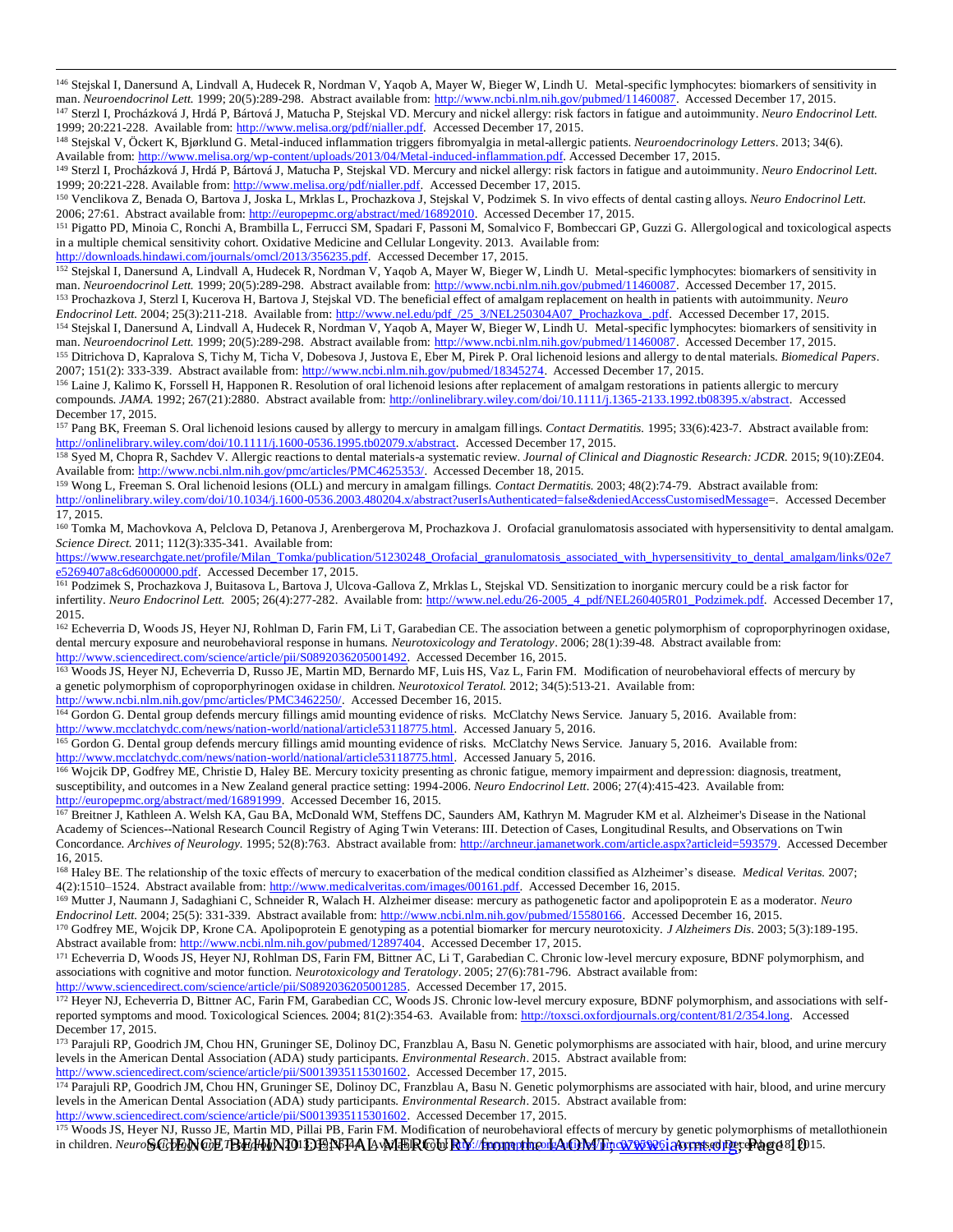[146] Stejskal I, Danersund A, Lindvall A, Hudecek R, Nordman V, Yaqob A, Mayer W, Bieger W, Lindh U. Metal-specific lymphocytes: biomarkers of sensitivity in man. *Neuroendocrinol Lett.* 1999; 20(5):289-298. Abstract available from: http://www.ncbi.nlm.nih.gov/pubmed/11460087. Accessed December 17, 2015.

[147] Sterzl I, Procházková J, Hrdá P, Bártová J, Matucha P, Stejskal VD. Mercury and nickel allergy: risk factors in fatigue and autoimmunity. *Neuro Endocrinol Lett.* 1999; 20:221-228. Available from: http://www.melisa.org/pdf/nialler.pdf. Accessed December 17, 2015.

[148] Stejskal V, Öckert K, Bjørklund G. Metal-induced inflammation triggers fibromyalgia in metal-allergic patients. *Neuroendocrinology Letters*. 2013; 34(6). Available from: http://www.melisa.org/wp-content/uploads/2013/04/Metal-induced-inflammation.pdf. Accessed December 17, 2015.

[149] Sterzl I, Procházková J, Hrdá P, Bártová J, Matucha P, Stejskal VD. Mercury and nickel allergy: risk factors in fatigue and autoimmunity. *Neuro Endocrinol Lett.* 1999; 20:221-228. Available from: http://www.melisa.org/pdf/nialler.pdf. Accessed December 17, 2015.

[150] Venclikova Z, Benada O, Bartova J, Joska L, Mrklas L, Prochazkova J, Stejskal V, Podzimek S. In vivo effects of dental casting alloys. *Neuro Endocrinol Lett.* 2006; 27:61. Abstract available from: http://europepmc.org/abstract/med/16892010. Accessed December 17, 2015.

[151] Pigatto PD, Minoia C, Ronchi A, Brambilla L, Ferrucci SM, Spadari F, Passoni M, Somalvico F, Bombeccari GP, Guzzi G. Allergological and toxicological aspects in a multiple chemical sensitivity cohort. Oxidative Medicine and Cellular Longevity. 2013. Available from: http://downloads.hindawi.com/journals/omcl/2013/356235.pdf. Accessed December 17, 2015.

[152] Stejskal I, Danersund A, Lindvall A, Hudecek R, Nordman V, Yaqob A, Mayer W, Bieger W, Lindh U. Metal-specific lymphocytes: biomarkers of sensitivity in man. *Neuroendocrinol Lett.* 1999; 20(5):289-298. Abstract available from: http://www.ncbi.nlm.nih.gov/pubmed/11460087. Accessed December 17, 2015.

[153] Prochazkova J, Sterzl I, Kucerova H, Bartova J, Stejskal VD. The beneficial effect of amalgam replacement on health in patients with autoimmunity. *Neuro Endocrinol Lett.* 2004; 25(3):211-218. Available from: http://www.nel.edu/pdf_/25_3/NEL250304A07_Prochazkova_.pdf. Accessed December 17, 2015.

[154] Stejskal I, Danersund A, Lindvall A, Hudecek R, Nordman V, Yaqob A, Mayer W, Bieger W, Lindh U. Metal-specific lymphocytes: biomarkers of sensitivity in man. *Neuroendocrinol Lett.* 1999; 20(5):289-298. Abstract available from: http://www.ncbi.nlm.nih.gov/pubmed/11460087. Accessed December 17, 2015.

[155] Ditrichova D, Kapralova S, Tichy M, Ticha V, Dobesova J, Justova E, Eber M, Pirek P. Oral lichenoid lesions and allergy to dental materials. *Biomedical Papers*. 2007; 151(2): 333-339. Abstract available from: http://www.ncbi.nlm.nih.gov/pubmed/18345274. Accessed December 17, 2015.

[156] Laine J, Kalimo K, Forssell H, Happonen R. Resolution of oral lichenoid lesions after replacement of amalgam restorations in patients allergic to mercury compounds. *JAMA.* 1992; 267(21):2880. Abstract available from: http://onlinelibrary.wiley.com/doi/10.1111/j.1365-2133.1992.tb08395.x/abstract. Accessed December 17, 2015.

[157] Pang BK, Freeman S. Oral lichenoid lesions caused by allergy to mercury in amalgam fillings. *Contact Dermatitis.* 1995; 33(6):423-7. Abstract available from: http://onlinelibrary.wiley.com/doi/10.1111/j.1600-0536.1995.tb02079.x/abstract. Accessed December 17, 2015.

[158] Syed M, Chopra R, Sachdev V. Allergic reactions to dental materials-a systematic review. *Journal of Clinical and Diagnostic Research: JCDR.* 2015; 9(10):ZE04. Available from: http://www.ncbi.nlm.nih.gov/pmc/articles/PMC4625353/. Accessed December 18, 2015.

[159] Wong L, Freeman S. Oral lichenoid lesions (OLL) and mercury in amalgam fillings. *Contact Dermatitis.* 2003; 48(2):74-79. Abstract available from: http://onlinelibrary.wiley.com/doi/10.1034/j.1600-0536.2003.480204.x/abstract?userIsAuthenticated=false&deniedAccessCustomisedMessage=. Accessed December 17, 2015.

[160] Tomka M, Machovkova A, Pelclova D, Petanova J, Arenbergerova M, Prochazkova J. Orofacial granulomatosis associated with hypersensitivity to dental amalgam. *Science Direct.* 2011; 112(3):335-341. Available from: https://www.researchgate.net/profile/Milan_Tomka/publication/51230248_Orofacial_granulomatosis_associated_with_hypersensitivity_to_dental_amalgam/links/02e7e5269407a8c6d6000000.pdf. Accessed December 17, 2015.

[161] Podzimek S, Prochazkova J, Buitasova L, Bartova J, Ulcova-Gallova Z, Mrklas L, Stejskal VD. Sensitization to inorganic mercury could be a risk factor for infertility. *Neuro Endocrinol Lett.* 2005; 26(4):277-282. Available from: http://www.nel.edu/26-2005_4_pdf/NEL260405R01_Podzimek.pdf. Accessed December 17, 2015.

[162] Echeverria D, Woods JS, Heyer NJ, Rohlman D, Farin FM, Li T, Garabedian CE. The association between a genetic polymorphism of coproporphyrinogen oxidase, dental mercury exposure and neurobehavioral response in humans. *Neurotoxicology and Teratology*. 2006; 28(1):39-48. Abstract available from: http://www.sciencedirect.com/science/article/pii/S0892036205001492. Accessed December 16, 2015.

[163] Woods JS, Heyer NJ, Echeverria D, Russo JE, Martin MD, Bernardo MF, Luis HS, Vaz L, Farin FM. Modification of neurobehavioral effects of mercury by a genetic polymorphism of coproporphyrinogen oxidase in children. *Neurotoxicol Teratol.* 2012; 34(5):513-21. Available from: http://www.ncbi.nlm.nih.gov/pmc/articles/PMC3462250/. Accessed December 16, 2015.

[164] Gordon G. Dental group defends mercury fillings amid mounting evidence of risks. McClatchy News Service. January 5, 2016. Available from: http://www.mcclatchydc.com/news/nation-world/national/article53118775.html. Accessed January 5, 2016.

[165] Gordon G. Dental group defends mercury fillings amid mounting evidence of risks. McClatchy News Service. January 5, 2016. Available from: http://www.mcclatchydc.com/news/nation-world/national/article53118775.html. Accessed January 5, 2016.

[166] Wojcik DP, Godfrey ME, Christie D, Haley BE. Mercury toxicity presenting as chronic fatigue, memory impairment and depression: diagnosis, treatment, susceptibility, and outcomes in a New Zealand general practice setting: 1994-2006. *Neuro Endocrinol Lett.* 2006; 27(4):415-423. Available from: http://europepmc.org/abstract/med/16891999. Accessed December 16, 2015.

[167] Breitner J, Kathleen A. Welsh KA, Gau BA, McDonald WM, Steffens DC, Saunders AM, Kathryn M. Magruder KM et al. Alzheimer's Disease in the National Academy of Sciences--National Research Council Registry of Aging Twin Veterans: III. Detection of Cases, Longitudinal Results, and Observations on Twin Concordance. *Archives of Neurology.* 1995; 52(8):763. Abstract available from: http://archneur.jamanetwork.com/article.aspx?articleid=593579. Accessed December 16, 2015.

[168] Haley BE. The relationship of the toxic effects of mercury to exacerbation of the medical condition classified as Alzheimer's disease. *Medical Veritas.* 2007; 4(2):1510–1524. Abstract available from: http://www.medicalveritas.com/images/00161.pdf. Accessed December 16, 2015.

[169] Mutter J, Naumann J, Sadaghiani C, Schneider R, Walach H. Alzheimer disease: mercury as pathogenetic factor and apolipoprotein E as a moderator. *Neuro Endocrinol Lett.* 2004; 25(5): 331-339. Abstract available from: http://www.ncbi.nlm.nih.gov/pubmed/15580166. Accessed December 16, 2015.

[170] Godfrey ME, Wojcik DP, Krone CA. Apolipoprotein E genotyping as a potential biomarker for mercury neurotoxicity. *J Alzheimers Dis.* 2003; 5(3):189-195. Abstract available from: http://www.ncbi.nlm.nih.gov/pubmed/12897404. Accessed December 17, 2015.

[171] Echeverria D, Woods JS, Heyer NJ, Rohlman DS, Farin FM, Bittner AC, Li T, Garabedian C. Chronic low-level mercury exposure, BDNF polymorphism, and associations with cognitive and motor function. *Neurotoxicology and Teratology*. 2005; 27(6):781-796. Abstract available from: http://www.sciencedirect.com/science/article/pii/S0892036205001285. Accessed December 17, 2015.

[172] Heyer NJ, Echeverria D, Bittner AC, Farin FM, Garabedian CC, Woods JS. Chronic low-level mercury exposure, BDNF polymorphism, and associations with self-reported symptoms and mood. Toxicological Sciences. 2004; 81(2):354-63. Available from: http://toxsci.oxfordjournals.org/content/81/2/354.long. Accessed December 17, 2015.

[173] Parajuli RP, Goodrich JM, Chou HN, Gruninger SE, Dolinoy DC, Franzblau A, Basu N. Genetic polymorphisms are associated with hair, blood, and urine mercury levels in the American Dental Association (ADA) study participants. *Environmental Research*. 2015. Abstract available from: http://www.sciencedirect.com/science/article/pii/S0013935115301602. Accessed December 17, 2015.

[174] Parajuli RP, Goodrich JM, Chou HN, Gruninger SE, Dolinoy DC, Franzblau A, Basu N. Genetic polymorphisms are associated with hair, blood, and urine mercury levels in the American Dental Association (ADA) study participants. *Environmental Research*. 2015. Abstract available from: http://www.sciencedirect.com/science/article/pii/S0013935115301602. Accessed December 17, 2015.

[175] Woods JS, Heyer NJ, Russo JE, Martin MD, Pillai PB, Farin FM. Modification of neurobehavioral effects of mercury by genetic polymorphisms of metallothionein in children. *Neurotoxicol Teratol.* 2013; 39:36-44. Available from: http://www.ncbi.nlm.nih.gov/pmc/articles/PMC3795926/. Accessed December 18, 2015.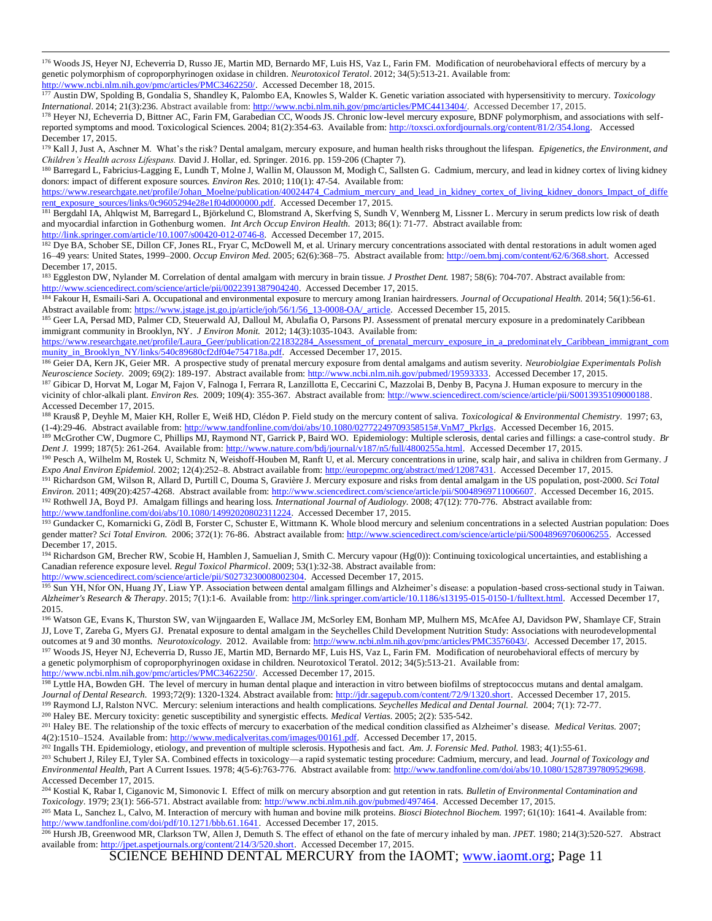[176] Woods JS, Heyer NJ, Echeverria D, Russo JE, Martin MD, Bernardo MF, Luis HS, Vaz L, Farin FM. Modification of neurobehavioral effects of mercury by a genetic polymorphism of coproporphyrinogen oxidase in children. *Neurotoxicol Teratol*. 2012; 34(5):513-21. Available from: http://www.ncbi.nlm.nih.gov/pmc/articles/PMC3462250/. Accessed December 18, 2015.

[177] Austin DW, Spolding B, Gondalia S, Shandley K, Palombo EA, Knowles S, Walder K. Genetic variation associated with hypersensitivity to mercury. *Toxicology International*. 2014; 21(3):236. Abstract available from: http://www.ncbi.nlm.nih.gov/pmc/articles/PMC4413404/. Accessed December 17, 2015.

[178] Heyer NJ, Echeverria D, Bittner AC, Farin FM, Garabedian CC, Woods JS. Chronic low-level mercury exposure, BDNF polymorphism, and associations with self-reported symptoms and mood. Toxicological Sciences. 2004; 81(2):354-63. Available from: http://toxsci.oxfordjournals.org/content/81/2/354.long. Accessed December 17, 2015.

[179] Kall J, Just A, Aschner M. What's the risk? Dental amalgam, mercury exposure, and human health risks throughout the lifespan. *Epigenetics, the Environment, and Children's Health across Lifespans.* David J. Hollar, ed. Springer. 2016. pp. 159-206 (Chapter 7).

[180] Barregard L, Fabricius-Lagging E, Lundh T, Molne J, Wallin M, Olausson M, Modigh C, Sallsten G. Cadmium, mercury, and lead in kidney cortex of living kidney donors: impact of different exposure sources. *Environ Res.* 2010; 110(1): 47-54. Available from: https://www.researchgate.net/profile/Johan_Moelne/publication/40024474_Cadmium_mercury_and_lead_in_kidney_cortex_of_living_kidney_donors_Impact_of_different_exposure_sources/links/0c9605294e28e1f04d000000.pdf. Accessed December 17, 2015.

[181] Bergdahl IA, Ahlqwist M, Barregard L, Björkelund C, Blomstrand A, Skerfving S, Sundh V, Wennberg M, Lissner L. Mercury in serum predicts low risk of death and myocardial infarction in Gothenburg women. *Int Arch Occup Environ Health.* 2013; 86(1): 71-77. Abstract available from: http://link.springer.com/article/10.1007/s00420-012-0746-8. Accessed December 17, 2015.

[182] Dye BA, Schober SE, Dillon CF, Jones RL, Fryar C, McDowell M, et al. Urinary mercury concentrations associated with dental restorations in adult women aged 16–49 years: United States, 1999–2000. *Occup Environ Med.* 2005; 62(6):368–75. Abstract available from: http://oem.bmj.com/content/62/6/368.short. Accessed December 17, 2015.

[183] Eggleston DW, Nylander M. Correlation of dental amalgam with mercury in brain tissue. *J Prosthet Dent.* 1987; 58(6): 704-707. Abstract available from: http://www.sciencedirect.com/science/article/pii/0022391387904240. Accessed December 17, 2015.

[184] Fakour H, Esmaili-Sari A. Occupational and environmental exposure to mercury among Iranian hairdressers. *Journal of Occupational Health.* 2014; 56(1):56-61. Abstract available from: https://www.jstage.jst.go.jp/article/joh/56/1/56_13-0008-OA/_article. Accessed December 15, 2015.

[185] Geer LA, Persad MD, Palmer CD, Steuerwald AJ, Dalloul M, Abulafia O, Parsons PJ. Assessment of prenatal mercury exposure in a predominately Caribbean immigrant community in Brooklyn, NY. *J Environ Monit.* 2012; 14(3):1035-1043. Available from: https://www.researchgate.net/profile/Laura_Geer/publication/221832284_Assessment_of_prenatal_mercury_exposure_in_a_predominately_Caribbean_immigrant_community_in_Brooklyn_NY/links/540c89680cf2df04e754718a.pdf. Accessed December 17, 2015.

[186] Geier DA, Kern JK, Geier MR. A prospective study of prenatal mercury exposure from dental amalgams and autism severity. *Neurobiolgiae Experimentals Polish Neuroscience Society*. 2009; 69(2): 189-197. Abstract available from: http://www.ncbi.nlm.nih.gov/pubmed/19593333. Accessed December 17, 2015.

[187] Gibicar D, Horvat M, Logar M, Fajon V, Falnoga I, Ferrara R, Lanzillotta E, Ceccarini C, Mazzolai B, Denby B, Pacyna J. Human exposure to mercury in the vicinity of chlor-alkali plant. *Environ Res.* 2009; 109(4): 355-367. Abstract available from: http://www.sciencedirect.com/science/article/pii/S0013935109000188. Accessed December 17, 2015.

[188] Kraußß P, Deyhle M, Maier KH, Roller E, Weiß HD, Clédon P. Field study on the mercury content of saliva. *Toxicological & Environmental Chemistry*. 1997; 63, (1-4):29-46. Abstract available from: http://www.tandfonline.com/doi/abs/10.1080/02772249709358515#.VnM7_PkrIgs. Accessed December 16, 2015.

[189] McGrother CW, Dugmore C, Phillips MJ, Raymond NT, Garrick P, Baird WO. Epidemiology: Multiple sclerosis, dental caries and fillings: a case-control study. *Br Dent J.* 1999; 187(5): 261-264. Available from: http://www.nature.com/bdj/journal/v187/n5/full/4800255a.html. Accessed December 17, 2015.

[190] Pesch A, Wilhelm M, Rostek U, Schmitz N, Weishoff-Houben M, Ranft U, et al. Mercury concentrations in urine, scalp hair, and saliva in children from Germany. *J Expo Anal Environ Epidemiol.* 2002; 12(4):252–8. Abstract available from: http://europepmc.org/abstract/med/12087431. Accessed December 17, 2015.

[191] Richardson GM, Wilson R, Allard D, Purtill C, Douma S, Gravière J. Mercury exposure and risks from dental amalgam in the US population, post-2000. *Sci Total Environ.* 2011; 409(20):4257-4268. Abstract available from: http://www.sciencedirect.com/science/article/pii/S0048969711006607. Accessed December 16, 2015.

[192] Rothwell JA, Boyd PJ. Amalgam fillings and hearing loss. *International Journal of Audiology.* 2008; 47(12): 770-776. Abstract available from: http://www.tandfonline.com/doi/abs/10.1080/14992020802311224. Accessed December 17, 2015.

[193] Gundacker C, Komarnicki G, Zödl B, Forster C, Schuster E, Wittmann K. Whole blood mercury and selenium concentrations in a selected Austrian population: Does gender matter? *Sci Total Environ.* 2006; 372(1): 76-86. Abstract available from: http://www.sciencedirect.com/science/article/pii/S0048969706006255. Accessed December 17, 2015.

[194] Richardson GM, Brecher RW, Scobie H, Hamblen J, Samuelian J, Smith C. Mercury vapour (Hg(0)): Continuing toxicological uncertainties, and establishing a Canadian reference exposure level. *Regul Toxicol Pharmicol*. 2009; 53(1):32-38. Abstract available from: http://www.sciencedirect.com/science/article/pii/S0273230008002304. Accessed December 17, 2015.

[195] Sun YH, Nfor ON, Huang JY, Liaw YP. Association between dental amalgam fillings and Alzheimer's disease: a population-based cross-sectional study in Taiwan. *Alzheimer's Research & Therapy*. 2015; 7(1):1-6. Available from: http://link.springer.com/article/10.1186/s13195-015-0150-1/fulltext.html. Accessed December 17, 2015.

[196] Watson GE, Evans K, Thurston SW, van Wijngaarden E, Wallace JM, McSorley EM, Bonham MP, Mulhern MS, McAfee AJ, Davidson PW, Shamlaye CF, Strain JJ, Love T, Zareba G, Myers GJ. Prenatal exposure to dental amalgam in the Seychelles Child Development Nutrition Study: Associations with neurodevelopmental outcomes at 9 and 30 months. *Neurotoxicology.* 2012. Available from: http://www.ncbi.nlm.nih.gov/pmc/articles/PMC3576043/. Accessed December 17, 2015.

[197] Woods JS, Heyer NJ, Echeverria D, Russo JE, Martin MD, Bernardo MF, Luis HS, Vaz L, Farin FM. Modification of neurobehavioral effects of mercury by a genetic polymorphism of coproporphyrinogen oxidase in children. Neurotoxicol Teratol. 2012; 34(5):513-21. Available from: http://www.ncbi.nlm.nih.gov/pmc/articles/PMC3462250/. Accessed December 17, 2015.

[198] Lyttle HA, Bowden GH. The level of mercury in human dental plaque and interaction in vitro between biofilms of streptococcus mutans and dental amalgam. *Journal of Dental Research.* 1993;72(9): 1320-1324. Abstract available from: http://jdr.sagepub.com/content/72/9/1320.short. Accessed December 17, 2015.

[199] Raymond LJ, Ralston NVC. Mercury: selenium interactions and health complications. *Seychelles Medical and Dental Journal.* 2004; 7(1): 72-77.

[200] Haley BE. Mercury toxicity: genetic susceptibility and synergistic effects. *Medical Vertias.* 2005; 2(2): 535-542.

[201] Haley BE. The relationship of the toxic effects of mercury to exacerbation of the medical condition classified as Alzheimer's disease. *Medical Veritas.* 2007; 4(2):1510–1524. Available from: http://www.medicalveritas.com/images/00161.pdf. Accessed December 17, 2015.

[202] Ingalls TH. Epidemiology, etiology, and prevention of multiple sclerosis. Hypothesis and fact. *Am. J. Forensic Med. Pathol.* 1983; 4(1):55-61.

[203] Schubert J, Riley EJ, Tyler SA. Combined effects in toxicology—a rapid systematic testing procedure: Cadmium, mercury, and lead. *Journal of Toxicology and Environmental Health*, Part A Current Issues. 1978; 4(5-6):763-776. Abstract available from: http://www.tandfonline.com/doi/abs/10.1080/15287397809529698. Accessed December 17, 2015.

[204] Kostial K, Rabar I, Ciganovic M, Simonovic I. Effect of milk on mercury absorption and gut retention in rats. *Bulletin of Environmental Contamination and Toxicology*. 1979; 23(1): 566-571. Abstract available from: http://www.ncbi.nlm.nih.gov/pubmed/497464. Accessed December 17, 2015.

[205] Mata L, Sanchez L, Calvo, M. Interaction of mercury with human and bovine milk proteins. *Biosci Biotechnol Biochem.* 1997; 61(10): 1641-4. Available from: http://www.tandfonline.com/doi/pdf/10.1271/bbb.61.1641. Accessed December 17, 2015.

[206] Hursh JB, Greenwood MR, Clarkson TW, Allen J, Demuth S. The effect of ethanol on the fate of mercury inhaled by man. *JPET.* 1980; 214(3):520-527. Abstract available from: http://jpet.aspetjournals.org/content/214/3/520.short. Accessed December 17, 2015.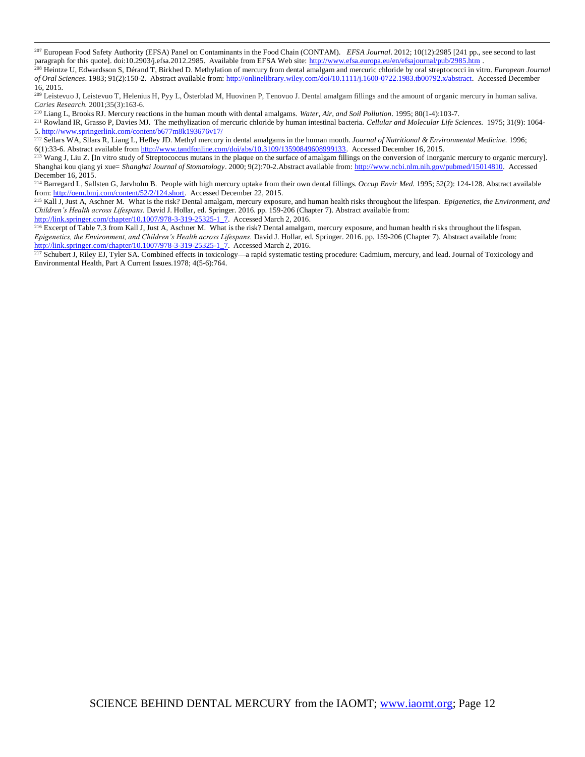[207] European Food Safety Authority (EFSA) Panel on Contaminants in the Food Chain (CONTAM). *EFSA Journal*. 2012; 10(12):2985 [241 pp., see second to last paragraph for this quote]. doi:10.2903/j.efsa.2012.2985. Available from EFSA Web site: http://www.efsa.europa.eu/en/efsajournal/pub/2985.htm .

[208] Heintze U, Edwardsson S, Dérand T, Birkhed D. Methylation of mercury from dental amalgam and mercuric chloride by oral streptococci in vitro. *European Journal of Oral Sciences*. 1983; 91(2):150-2. Abstract available from: http://onlinelibrary.wiley.com/doi/10.1111/j.1600-0722.1983.tb00792.x/abstract. Accessed December 16, 2015.

[209] Leistevuo J, Leistevuo T, Helenius H, Pyy L, Österblad M, Huovinen P, Tenovuo J. Dental amalgam fillings and the amount of organic mercury in human saliva. *Caries Research.* 2001;35(3):163-6.

[210] Liang L, Brooks RJ. Mercury reactions in the human mouth with dental amalgams. *Water, Air, and Soil Pollution*. 1995; 80(1-4):103-7.

[211] Rowland IR, Grasso P, Davies MJ. The methylization of mercuric chloride by human intestinal bacteria. *Cellular and Molecular Life Sciences.* 1975; 31(9): 1064-5. http://www.springerlink.com/content/b677m8k193676v17/

[212] Sellars WA, Sllars R, Liang L, Hefley JD. Methyl mercury in dental amalgams in the human mouth. *Journal of Nutritional & Environmental Medicine.* 1996; 6(1):33-6. Abstract available from http://www.tandfonline.com/doi/abs/10.3109/13590849608999133. Accessed December 16, 2015.

[213] Wang J, Liu Z. [In vitro study of Streptococcus mutans in the plaque on the surface of amalgam fillings on the conversion of inorganic mercury to organic mercury]. Shanghai kou qiang yi xue= *Shanghai Journal of Stomatology*. 2000; 9(2):70-2.Abstract available from: http://www.ncbi.nlm.nih.gov/pubmed/15014810. Accessed December 16, 2015.

[214] Barregard L, Sallsten G, Jarvholm B. People with high mercury uptake from their own dental fillings. *Occup Envir Med.* 1995; 52(2): 124-128. Abstract available from: http://oem.bmj.com/content/52/2/124.short. Accessed December 22, 2015.

[215] Kall J, Just A, Aschner M. What is the risk? Dental amalgam, mercury exposure, and human health risks throughout the lifespan. *Epigenetics, the Environment, and Children's Health across Lifespans.* David J. Hollar, ed. Springer. 2016. pp. 159-206 (Chapter 7). Abstract available from: http://link.springer.com/chapter/10.1007/978-3-319-25325-1_7. Accessed March 2, 2016.

[216] Excerpt of Table 7.3 from Kall J, Just A, Aschner M. What is the risk? Dental amalgam, mercury exposure, and human health risks throughout the lifespan. *Epigenetics, the Environment, and Children's Health across Lifespans.* David J. Hollar, ed. Springer. 2016. pp. 159-206 (Chapter 7). Abstract available from: http://link.springer.com/chapter/10.1007/978-3-319-25325-1_7. Accessed March 2, 2016.

[217] Schubert J, Riley EJ, Tyler SA. Combined effects in toxicology—a rapid systematic testing procedure: Cadmium, mercury, and lead. Journal of Toxicology and Environmental Health, Part A Current Issues.1978; 4(5-6):764.